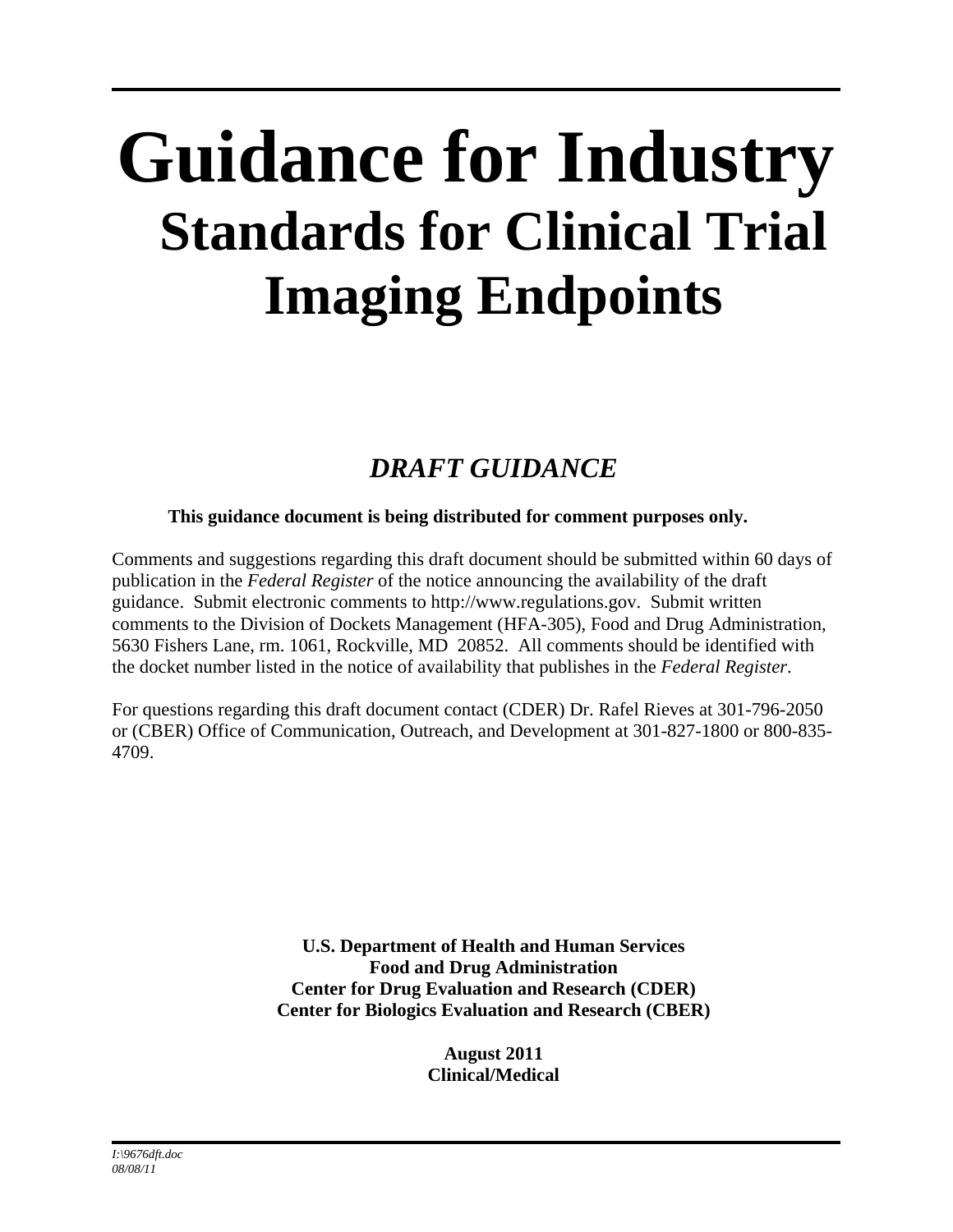# Guidance for Industry
## Standards for Clinical Trial Imaging Endpoints

***DRAFT GUIDANCE***

**This guidance document is being distributed for comment purposes only.**

Comments and suggestions regarding this draft document should be submitted within 60 days of publication in the *Federal Register* of the notice announcing the availability of the draft guidance. Submit electronic comments to http://www.regulations.gov. Submit written comments to the Division of Dockets Management (HFA-305), Food and Drug Administration, 5630 Fishers Lane, rm. 1061, Rockville, MD 20852. All comments should be identified with the docket number listed in the notice of availability that publishes in the *Federal Register*.

For questions regarding this draft document contact (CDER) Dr. Rafel Rieves at 301-796-2050 or (CBER) Office of Communication, Outreach, and Development at 301-827-1800 or 800-835-4709.

**U.S. Department of Health and Human Services**
**Food and Drug Administration**
**Center for Drug Evaluation and Research (CDER)**
**Center for Biologics Evaluation and Research (CBER)**

**August 2011**
**Clinical/Medical**

*I:\9676dft.doc*
*08/08/11*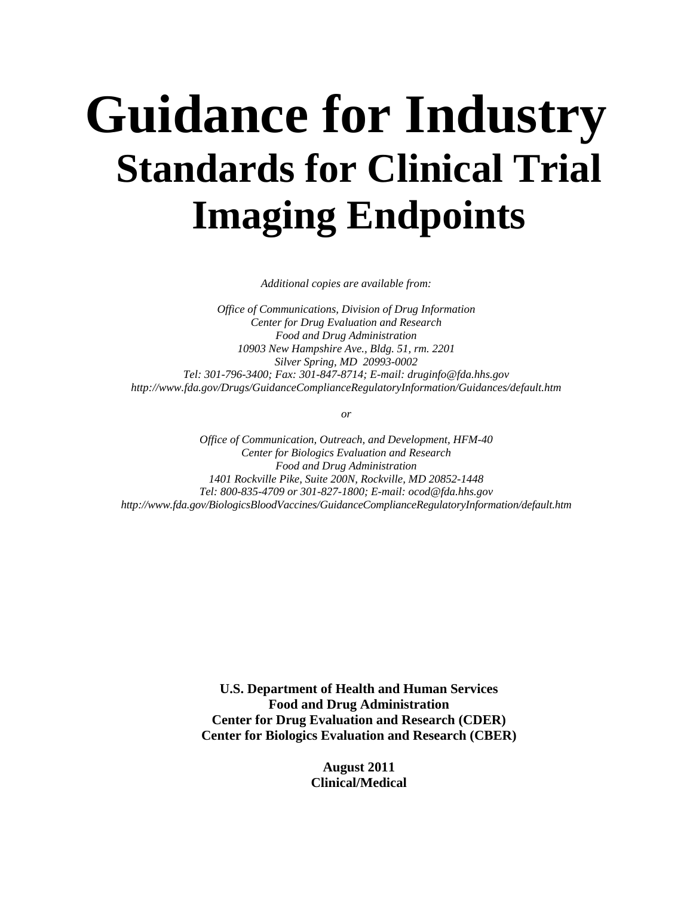# Guidance for Industry

## Standards for Clinical Trial Imaging Endpoints

*Additional copies are available from:*

*Office of Communications, Division of Drug Information*
*Center for Drug Evaluation and Research*
*Food and Drug Administration*
*10903 New Hampshire Ave., Bldg. 51, rm. 2201*
*Silver Spring, MD 20993-0002*
*Tel: 301-796-3400; Fax: 301-847-8714; E-mail: druginfo@fda.hhs.gov*
*http://www.fda.gov/Drugs/GuidanceComplianceRegulatoryInformation/Guidances/default.htm*

*or*

*Office of Communication, Outreach, and Development, HFM-40*
*Center for Biologics Evaluation and Research*
*Food and Drug Administration*
*1401 Rockville Pike, Suite 200N, Rockville, MD 20852-1448*
*Tel: 800-835-4709 or 301-827-1800; E-mail: ocod@fda.hhs.gov*
*http://www.fda.gov/BiologicsBloodVaccines/GuidanceComplianceRegulatoryInformation/default.htm*

**U.S. Department of Health and Human Services**
**Food and Drug Administration**
**Center for Drug Evaluation and Research (CDER)**
**Center for Biologics Evaluation and Research (CBER)**

**August 2011**
**Clinical/Medical**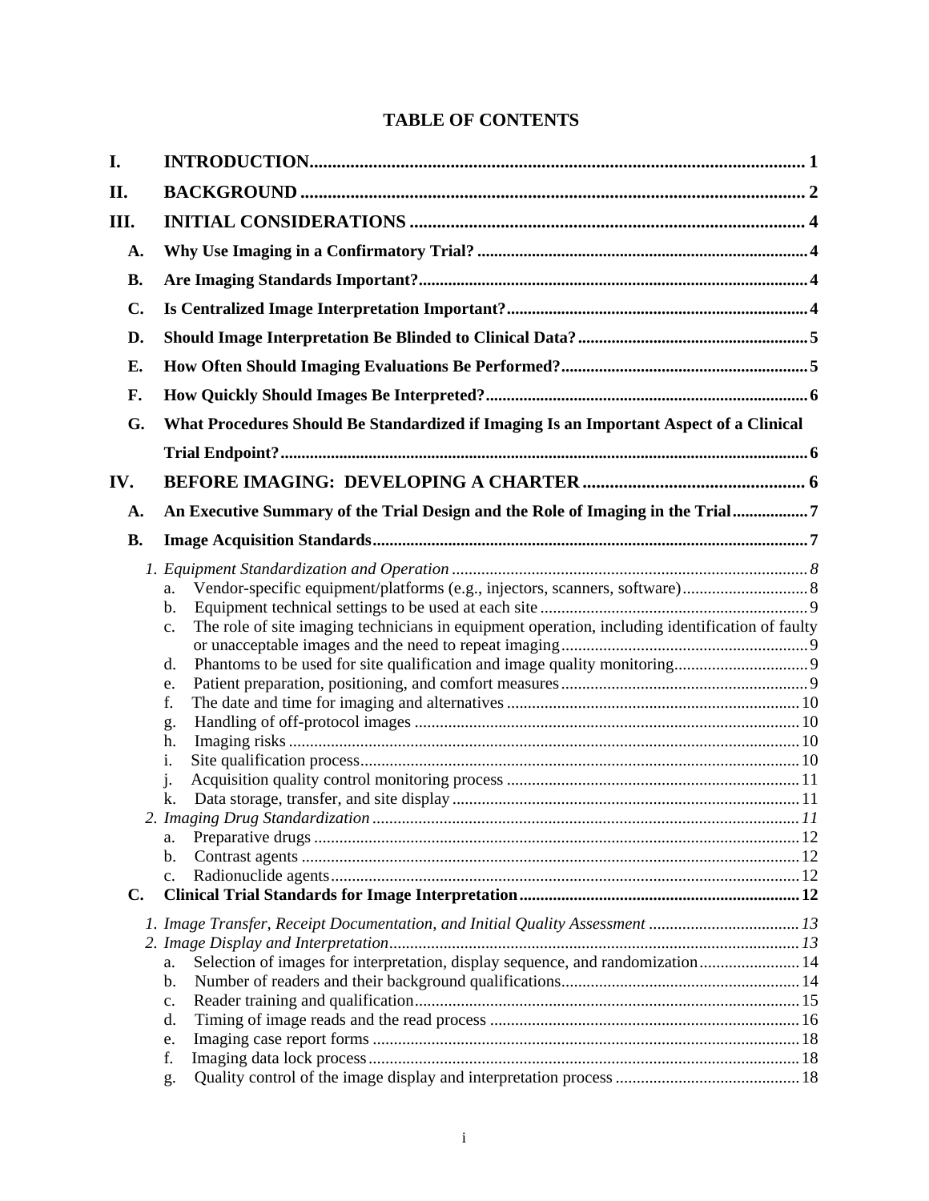# TABLE OF CONTENTS

**I. INTRODUCTION** .......... 1

**II. BACKGROUND** .......... 2

**III. INITIAL CONSIDERATIONS** .......... 4

- **A. Why Use Imaging in a Confirmatory Trial?** .......... 4
- **B. Are Imaging Standards Important?** .......... 4
- **C. Is Centralized Image Interpretation Important?** .......... 4
- **D. Should Image Interpretation Be Blinded to Clinical Data?** .......... 5
- **E. How Often Should Imaging Evaluations Be Performed?** .......... 5
- **F. How Quickly Should Images Be Interpreted?** .......... 6
- **G. What Procedures Should Be Standardized if Imaging Is an Important Aspect of a Clinical Trial Endpoint?** .......... 6

**IV. BEFORE IMAGING: DEVELOPING A CHARTER** .......... 6

- **A. An Executive Summary of the Trial Design and the Role of Imaging in the Trial** .......... 7
- **B. Image Acquisition Standards** .......... 7
  - *1. Equipment Standardization and Operation* .......... *8*
    - a. Vendor-specific equipment/platforms (e.g., injectors, scanners, software) .......... 8
    - b. Equipment technical settings to be used at each site .......... 9
    - c. The role of site imaging technicians in equipment operation, including identification of faulty or unacceptable images and the need to repeat imaging .......... 9
    - d. Phantoms to be used for site qualification and image quality monitoring .......... 9
    - e. Patient preparation, positioning, and comfort measures .......... 9
    - f. The date and time for imaging and alternatives .......... 10
    - g. Handling of off-protocol images .......... 10
    - h. Imaging risks .......... 10
    - i. Site qualification process .......... 10
    - j. Acquisition quality control monitoring process .......... 11
    - k. Data storage, transfer, and site display .......... 11
  - *2. Imaging Drug Standardization* .......... *11*
    - a. Preparative drugs .......... 12
    - b. Contrast agents .......... 12
    - c. Radionuclide agents .......... 12
- **C. Clinical Trial Standards for Image Interpretation** .......... 12
  - *1. Image Transfer, Receipt Documentation, and Initial Quality Assessment* .......... *13*
  - *2. Image Display and Interpretation* .......... *13*
    - a. Selection of images for interpretation, display sequence, and randomization .......... 14
    - b. Number of readers and their background qualifications .......... 14
    - c. Reader training and qualification .......... 15
    - d. Timing of image reads and the read process .......... 16
    - e. Imaging case report forms .......... 18
    - f. Imaging data lock process .......... 18
    - g. Quality control of the image display and interpretation process .......... 18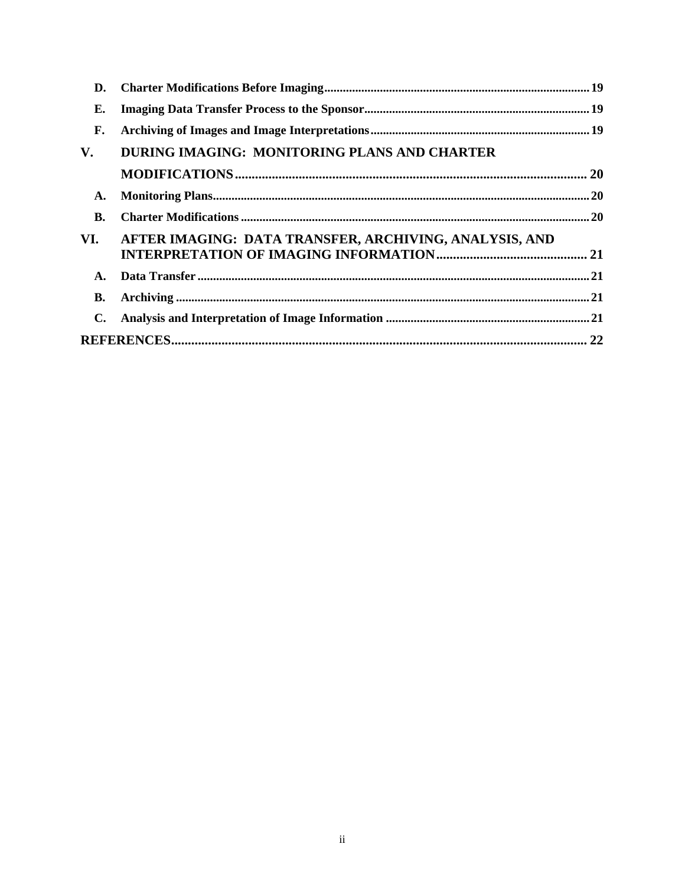D. Charter Modifications Before Imaging ........................................................................ 19

E. Imaging Data Transfer Process to the Sponsor ........................................................................ 19

F. Archiving of Images and Image Interpretations ........................................................................ 19

**V. DURING IMAGING: MONITORING PLANS AND CHARTER MODIFICATIONS ........................................................................ 20**

A. Monitoring Plans ........................................................................ 20

B. Charter Modifications ........................................................................ 20

**VI. AFTER IMAGING: DATA TRANSFER, ARCHIVING, ANALYSIS, AND INTERPRETATION OF IMAGING INFORMATION ........................................................................ 21**

A. Data Transfer ........................................................................ 21

B. Archiving ........................................................................ 21

C. Analysis and Interpretation of Image Information ........................................................................ 21

**REFERENCES ........................................................................ 22**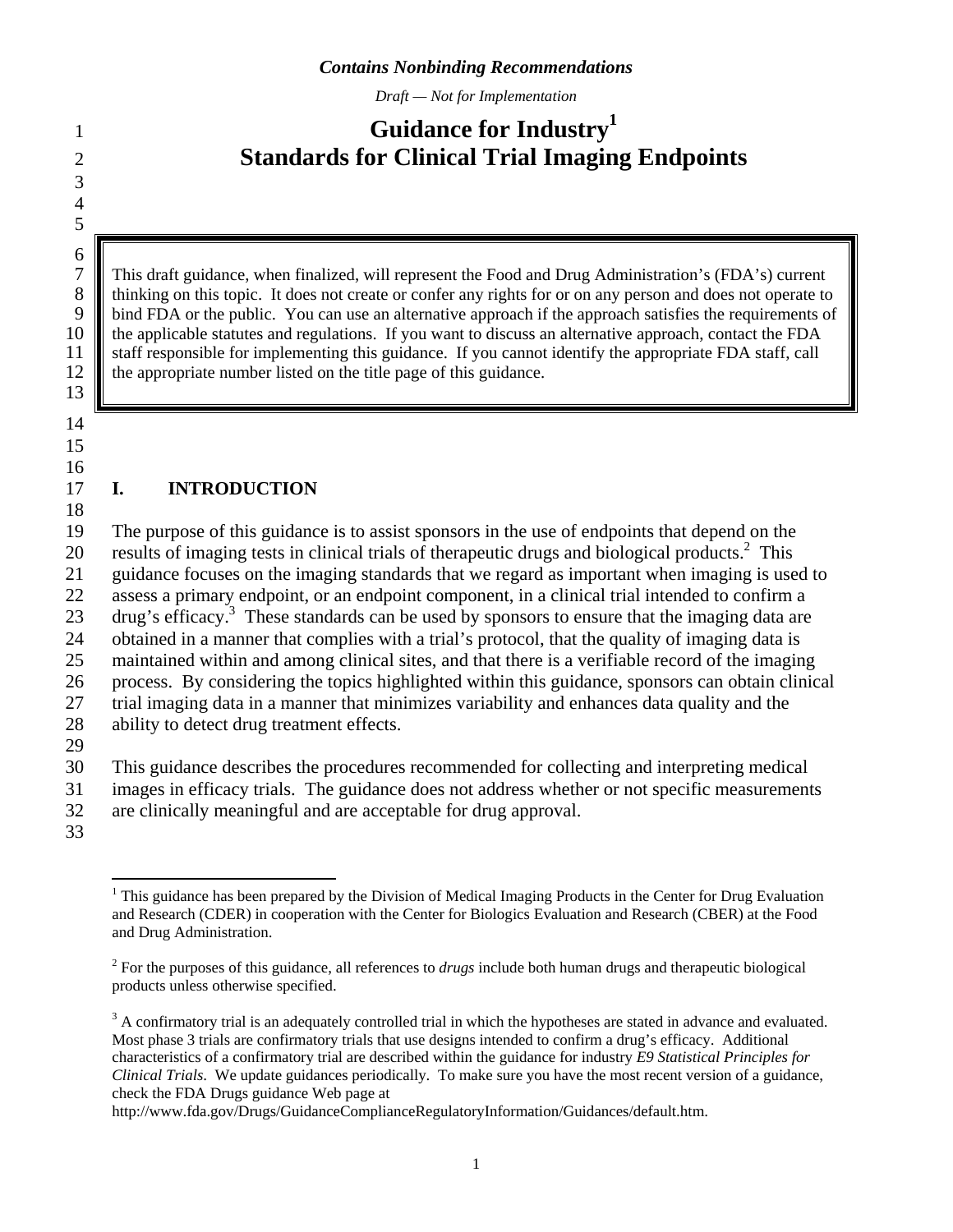*Contains Nonbinding Recommendations*

*Draft — Not for Implementation*

# Guidance for Industry[1]
# Standards for Clinical Trial Imaging Endpoints

This draft guidance, when finalized, will represent the Food and Drug Administration's (FDA's) current thinking on this topic. It does not create or confer any rights for or on any person and does not operate to bind FDA or the public. You can use an alternative approach if the approach satisfies the requirements of the applicable statutes and regulations. If you want to discuss an alternative approach, contact the FDA staff responsible for implementing this guidance. If you cannot identify the appropriate FDA staff, call the appropriate number listed on the title page of this guidance.

## I. INTRODUCTION

The purpose of this guidance is to assist sponsors in the use of endpoints that depend on the results of imaging tests in clinical trials of therapeutic drugs and biological products.[2] This guidance focuses on the imaging standards that we regard as important when imaging is used to assess a primary endpoint, or an endpoint component, in a clinical trial intended to confirm a drug's efficacy.[3] These standards can be used by sponsors to ensure that the imaging data are obtained in a manner that complies with a trial's protocol, that the quality of imaging data is maintained within and among clinical sites, and that there is a verifiable record of the imaging process. By considering the topics highlighted within this guidance, sponsors can obtain clinical trial imaging data in a manner that minimizes variability and enhances data quality and the ability to detect drug treatment effects.

This guidance describes the procedures recommended for collecting and interpreting medical images in efficacy trials. The guidance does not address whether or not specific measurements are clinically meaningful and are acceptable for drug approval.

---

[1] This guidance has been prepared by the Division of Medical Imaging Products in the Center for Drug Evaluation and Research (CDER) in cooperation with the Center for Biologics Evaluation and Research (CBER) at the Food and Drug Administration.

[2] For the purposes of this guidance, all references to *drugs* include both human drugs and therapeutic biological products unless otherwise specified.

[3] A confirmatory trial is an adequately controlled trial in which the hypotheses are stated in advance and evaluated. Most phase 3 trials are confirmatory trials that use designs intended to confirm a drug's efficacy. Additional characteristics of a confirmatory trial are described within the guidance for industry *E9 Statistical Principles for Clinical Trials*. We update guidances periodically. To make sure you have the most recent version of a guidance, check the FDA Drugs guidance Web page at http://www.fda.gov/Drugs/GuidanceComplianceRegulatoryInformation/Guidances/default.htm.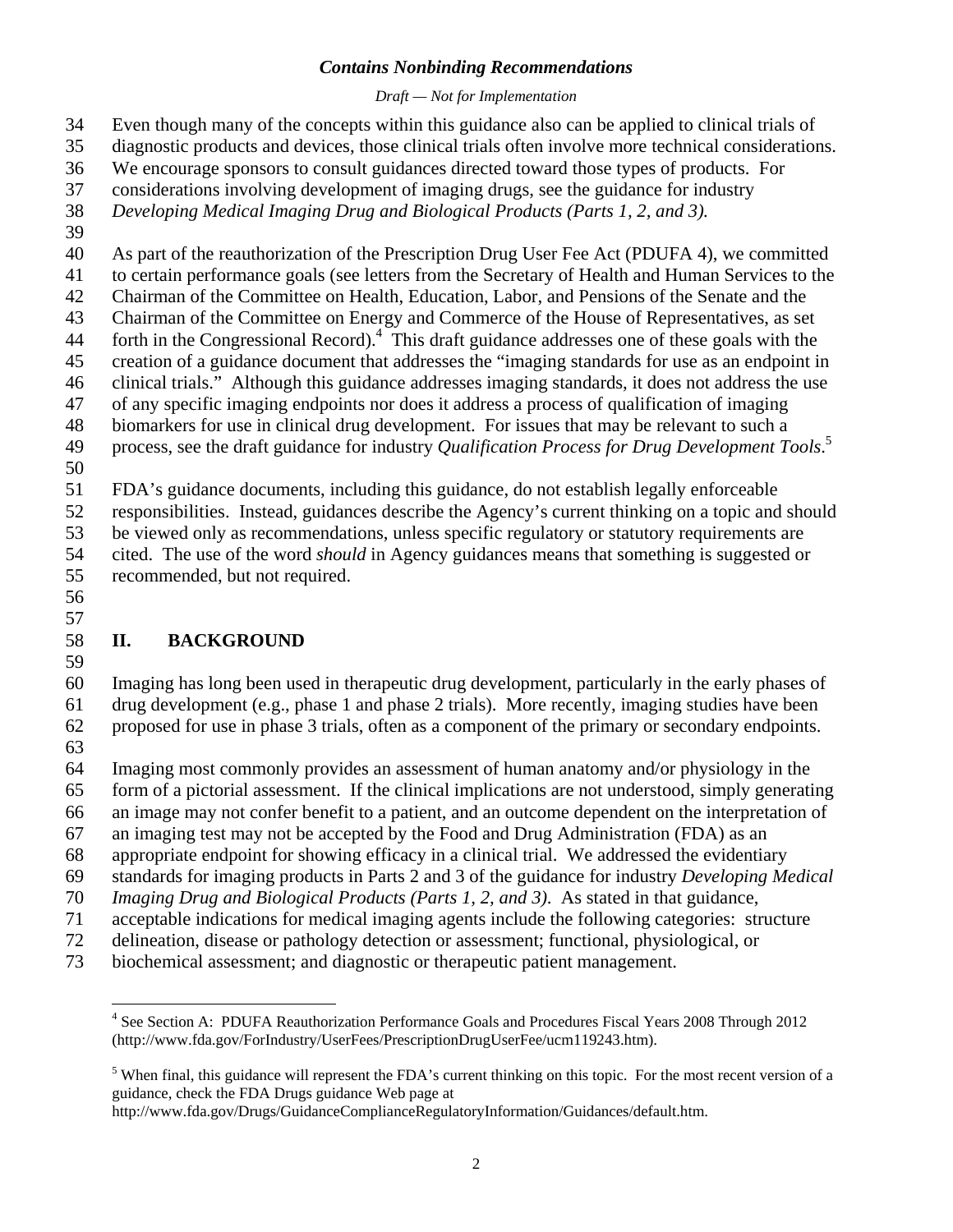Even though many of the concepts within this guidance also can be applied to clinical trials of diagnostic products and devices, those clinical trials often involve more technical considerations. We encourage sponsors to consult guidances directed toward those types of products. For considerations involving development of imaging drugs, see the guidance for industry *Developing Medical Imaging Drug and Biological Products (Parts 1, 2, and 3).*

As part of the reauthorization of the Prescription Drug User Fee Act (PDUFA 4), we committed to certain performance goals (see letters from the Secretary of Health and Human Services to the Chairman of the Committee on Health, Education, Labor, and Pensions of the Senate and the Chairman of the Committee on Energy and Commerce of the House of Representatives, as set forth in the Congressional Record).[4] This draft guidance addresses one of these goals with the creation of a guidance document that addresses the "imaging standards for use as an endpoint in clinical trials." Although this guidance addresses imaging standards, it does not address the use of any specific imaging endpoints nor does it address a process of qualification of imaging biomarkers for use in clinical drug development. For issues that may be relevant to such a process, see the draft guidance for industry *Qualification Process for Drug Development Tools*.[5]

FDA's guidance documents, including this guidance, do not establish legally enforceable responsibilities. Instead, guidances describe the Agency's current thinking on a topic and should be viewed only as recommendations, unless specific regulatory or statutory requirements are cited. The use of the word *should* in Agency guidances means that something is suggested or recommended, but not required.

## II. BACKGROUND

Imaging has long been used in therapeutic drug development, particularly in the early phases of drug development (e.g., phase 1 and phase 2 trials). More recently, imaging studies have been proposed for use in phase 3 trials, often as a component of the primary or secondary endpoints.

Imaging most commonly provides an assessment of human anatomy and/or physiology in the form of a pictorial assessment. If the clinical implications are not understood, simply generating an image may not confer benefit to a patient, and an outcome dependent on the interpretation of an imaging test may not be accepted by the Food and Drug Administration (FDA) as an appropriate endpoint for showing efficacy in a clinical trial. We addressed the evidentiary standards for imaging products in Parts 2 and 3 of the guidance for industry *Developing Medical Imaging Drug and Biological Products (Parts 1, 2, and 3)*. As stated in that guidance, acceptable indications for medical imaging agents include the following categories: structure delineation, disease or pathology detection or assessment; functional, physiological, or biochemical assessment; and diagnostic or therapeutic patient management.

---

[4] See Section A: PDUFA Reauthorization Performance Goals and Procedures Fiscal Years 2008 Through 2012 (http://www.fda.gov/ForIndustry/UserFees/PrescriptionDrugUserFee/ucm119243.htm).

[5] When final, this guidance will represent the FDA's current thinking on this topic. For the most recent version of a guidance, check the FDA Drugs guidance Web page at http://www.fda.gov/Drugs/GuidanceComplianceRegulatoryInformation/Guidances/default.htm.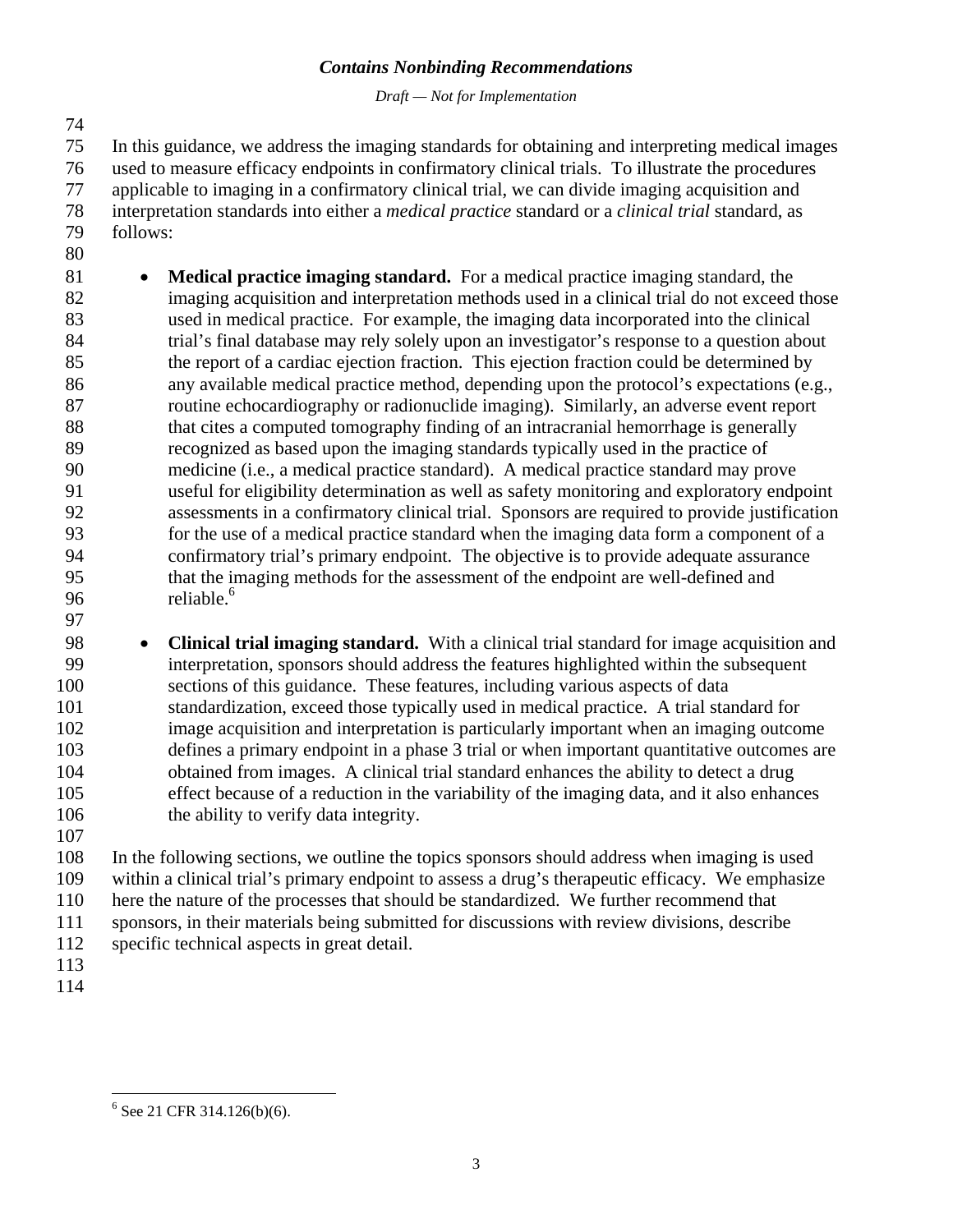In this guidance, we address the imaging standards for obtaining and interpreting medical images used to measure efficacy endpoints in confirmatory clinical trials. To illustrate the procedures applicable to imaging in a confirmatory clinical trial, we can divide imaging acquisition and interpretation standards into either a *medical practice* standard or a *clinical trial* standard, as follows:

- **Medical practice imaging standard.** For a medical practice imaging standard, the imaging acquisition and interpretation methods used in a clinical trial do not exceed those used in medical practice. For example, the imaging data incorporated into the clinical trial's final database may rely solely upon an investigator's response to a question about the report of a cardiac ejection fraction. This ejection fraction could be determined by any available medical practice method, depending upon the protocol's expectations (e.g., routine echocardiography or radionuclide imaging). Similarly, an adverse event report that cites a computed tomography finding of an intracranial hemorrhage is generally recognized as based upon the imaging standards typically used in the practice of medicine (i.e., a medical practice standard). A medical practice standard may prove useful for eligibility determination as well as safety monitoring and exploratory endpoint assessments in a confirmatory clinical trial. Sponsors are required to provide justification for the use of a medical practice standard when the imaging data form a component of a confirmatory trial's primary endpoint. The objective is to provide adequate assurance that the imaging methods for the assessment of the endpoint are well-defined and reliable.[6]

- **Clinical trial imaging standard.** With a clinical trial standard for image acquisition and interpretation, sponsors should address the features highlighted within the subsequent sections of this guidance. These features, including various aspects of data standardization, exceed those typically used in medical practice. A trial standard for image acquisition and interpretation is particularly important when an imaging outcome defines a primary endpoint in a phase 3 trial or when important quantitative outcomes are obtained from images. A clinical trial standard enhances the ability to detect a drug effect because of a reduction in the variability of the imaging data, and it also enhances the ability to verify data integrity.

In the following sections, we outline the topics sponsors should address when imaging is used within a clinical trial's primary endpoint to assess a drug's therapeutic efficacy. We emphasize here the nature of the processes that should be standardized. We further recommend that sponsors, in their materials being submitted for discussions with review divisions, describe specific technical aspects in great detail.

---

[6] See 21 CFR 314.126(b)(6).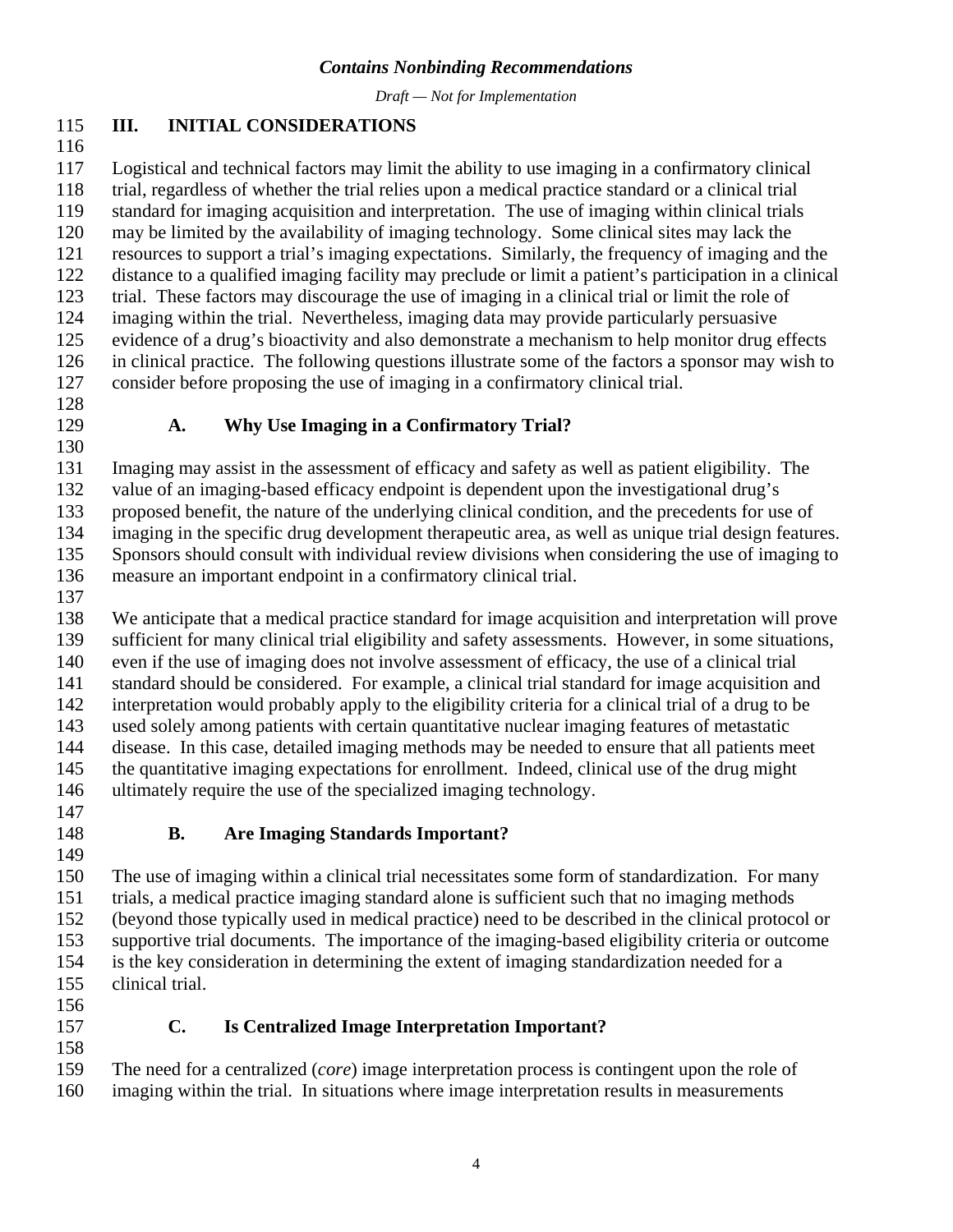## III. INITIAL CONSIDERATIONS

Logistical and technical factors may limit the ability to use imaging in a confirmatory clinical trial, regardless of whether the trial relies upon a medical practice standard or a clinical trial standard for imaging acquisition and interpretation. The use of imaging within clinical trials may be limited by the availability of imaging technology. Some clinical sites may lack the resources to support a trial's imaging expectations. Similarly, the frequency of imaging and the distance to a qualified imaging facility may preclude or limit a patient's participation in a clinical trial. These factors may discourage the use of imaging in a clinical trial or limit the role of imaging within the trial. Nevertheless, imaging data may provide particularly persuasive evidence of a drug's bioactivity and also demonstrate a mechanism to help monitor drug effects in clinical practice. The following questions illustrate some of the factors a sponsor may wish to consider before proposing the use of imaging in a confirmatory clinical trial.

### A. Why Use Imaging in a Confirmatory Trial?

Imaging may assist in the assessment of efficacy and safety as well as patient eligibility. The value of an imaging-based efficacy endpoint is dependent upon the investigational drug's proposed benefit, the nature of the underlying clinical condition, and the precedents for use of imaging in the specific drug development therapeutic area, as well as unique trial design features. Sponsors should consult with individual review divisions when considering the use of imaging to measure an important endpoint in a confirmatory clinical trial.

We anticipate that a medical practice standard for image acquisition and interpretation will prove sufficient for many clinical trial eligibility and safety assessments. However, in some situations, even if the use of imaging does not involve assessment of efficacy, the use of a clinical trial standard should be considered. For example, a clinical trial standard for image acquisition and interpretation would probably apply to the eligibility criteria for a clinical trial of a drug to be used solely among patients with certain quantitative nuclear imaging features of metastatic disease. In this case, detailed imaging methods may be needed to ensure that all patients meet the quantitative imaging expectations for enrollment. Indeed, clinical use of the drug might ultimately require the use of the specialized imaging technology.

### B. Are Imaging Standards Important?

The use of imaging within a clinical trial necessitates some form of standardization. For many trials, a medical practice imaging standard alone is sufficient such that no imaging methods (beyond those typically used in medical practice) need to be described in the clinical protocol or supportive trial documents. The importance of the imaging-based eligibility criteria or outcome is the key consideration in determining the extent of imaging standardization needed for a clinical trial.

### C. Is Centralized Image Interpretation Important?

The need for a centralized (*core*) image interpretation process is contingent upon the role of imaging within the trial. In situations where image interpretation results in measurements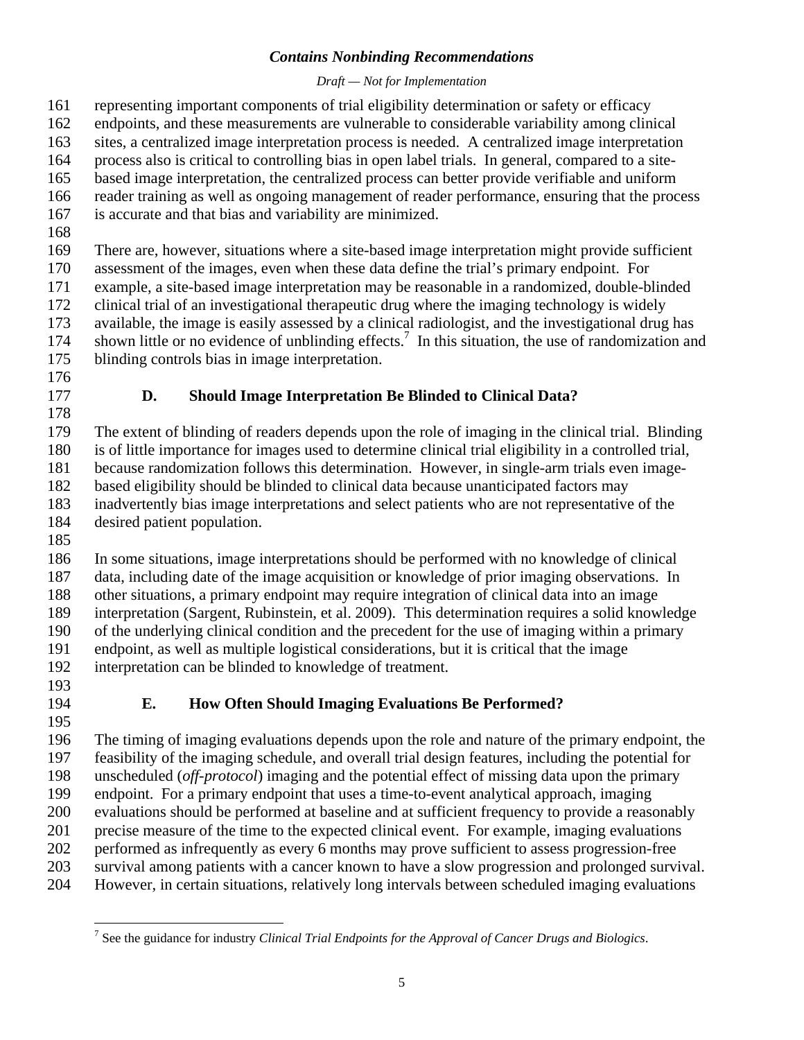representing important components of trial eligibility determination or safety or efficacy endpoints, and these measurements are vulnerable to considerable variability among clinical sites, a centralized image interpretation process is needed. A centralized image interpretation process also is critical to controlling bias in open label trials. In general, compared to a site-based image interpretation, the centralized process can better provide verifiable and uniform reader training as well as ongoing management of reader performance, ensuring that the process is accurate and that bias and variability are minimized.

There are, however, situations where a site-based image interpretation might provide sufficient assessment of the images, even when these data define the trial's primary endpoint. For example, a site-based image interpretation may be reasonable in a randomized, double-blinded clinical trial of an investigational therapeutic drug where the imaging technology is widely available, the image is easily assessed by a clinical radiologist, and the investigational drug has shown little or no evidence of unblinding effects.[7] In this situation, the use of randomization and blinding controls bias in image interpretation.

### D. Should Image Interpretation Be Blinded to Clinical Data?

The extent of blinding of readers depends upon the role of imaging in the clinical trial. Blinding is of little importance for images used to determine clinical trial eligibility in a controlled trial, because randomization follows this determination. However, in single-arm trials even image-based eligibility should be blinded to clinical data because unanticipated factors may inadvertently bias image interpretations and select patients who are not representative of the desired patient population.

In some situations, image interpretations should be performed with no knowledge of clinical data, including date of the image acquisition or knowledge of prior imaging observations. In other situations, a primary endpoint may require integration of clinical data into an image interpretation (Sargent, Rubinstein, et al. 2009). This determination requires a solid knowledge of the underlying clinical condition and the precedent for the use of imaging within a primary endpoint, as well as multiple logistical considerations, but it is critical that the image interpretation can be blinded to knowledge of treatment.

### E. How Often Should Imaging Evaluations Be Performed?

The timing of imaging evaluations depends upon the role and nature of the primary endpoint, the feasibility of the imaging schedule, and overall trial design features, including the potential for unscheduled (*off-protocol*) imaging and the potential effect of missing data upon the primary endpoint. For a primary endpoint that uses a time-to-event analytical approach, imaging evaluations should be performed at baseline and at sufficient frequency to provide a reasonably precise measure of the time to the expected clinical event. For example, imaging evaluations performed as infrequently as every 6 months may prove sufficient to assess progression-free survival among patients with a cancer known to have a slow progression and prolonged survival. However, in certain situations, relatively long intervals between scheduled imaging evaluations

[7] See the guidance for industry *Clinical Trial Endpoints for the Approval of Cancer Drugs and Biologics*.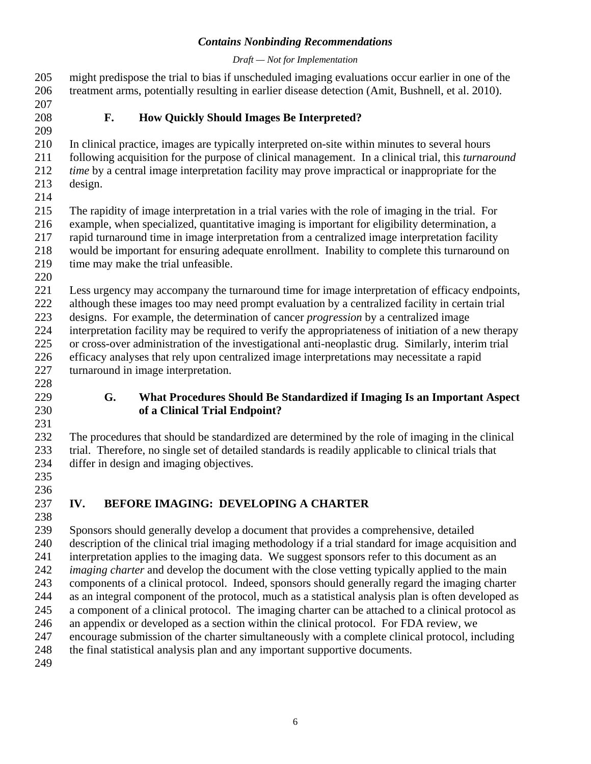might predispose the trial to bias if unscheduled imaging evaluations occur earlier in one of the treatment arms, potentially resulting in earlier disease detection (Amit, Bushnell, et al. 2010).

### F. How Quickly Should Images Be Interpreted?

In clinical practice, images are typically interpreted on-site within minutes to several hours following acquisition for the purpose of clinical management. In a clinical trial, this *turnaround time* by a central image interpretation facility may prove impractical or inappropriate for the design.

The rapidity of image interpretation in a trial varies with the role of imaging in the trial. For example, when specialized, quantitative imaging is important for eligibility determination, a rapid turnaround time in image interpretation from a centralized image interpretation facility would be important for ensuring adequate enrollment. Inability to complete this turnaround on time may make the trial unfeasible.

Less urgency may accompany the turnaround time for image interpretation of efficacy endpoints, although these images too may need prompt evaluation by a centralized facility in certain trial designs. For example, the determination of cancer *progression* by a centralized image interpretation facility may be required to verify the appropriateness of initiation of a new therapy or cross-over administration of the investigational anti-neoplastic drug. Similarly, interim trial efficacy analyses that rely upon centralized image interpretations may necessitate a rapid turnaround in image interpretation.

### G. What Procedures Should Be Standardized if Imaging Is an Important Aspect of a Clinical Trial Endpoint?

The procedures that should be standardized are determined by the role of imaging in the clinical trial. Therefore, no single set of detailed standards is readily applicable to clinical trials that differ in design and imaging objectives.

## IV. BEFORE IMAGING: DEVELOPING A CHARTER

Sponsors should generally develop a document that provides a comprehensive, detailed description of the clinical trial imaging methodology if a trial standard for image acquisition and interpretation applies to the imaging data. We suggest sponsors refer to this document as an *imaging charter* and develop the document with the close vetting typically applied to the main components of a clinical protocol. Indeed, sponsors should generally regard the imaging charter as an integral component of the protocol, much as a statistical analysis plan is often developed as a component of a clinical protocol. The imaging charter can be attached to a clinical protocol as an appendix or developed as a section within the clinical protocol. For FDA review, we encourage submission of the charter simultaneously with a complete clinical protocol, including the final statistical analysis plan and any important supportive documents.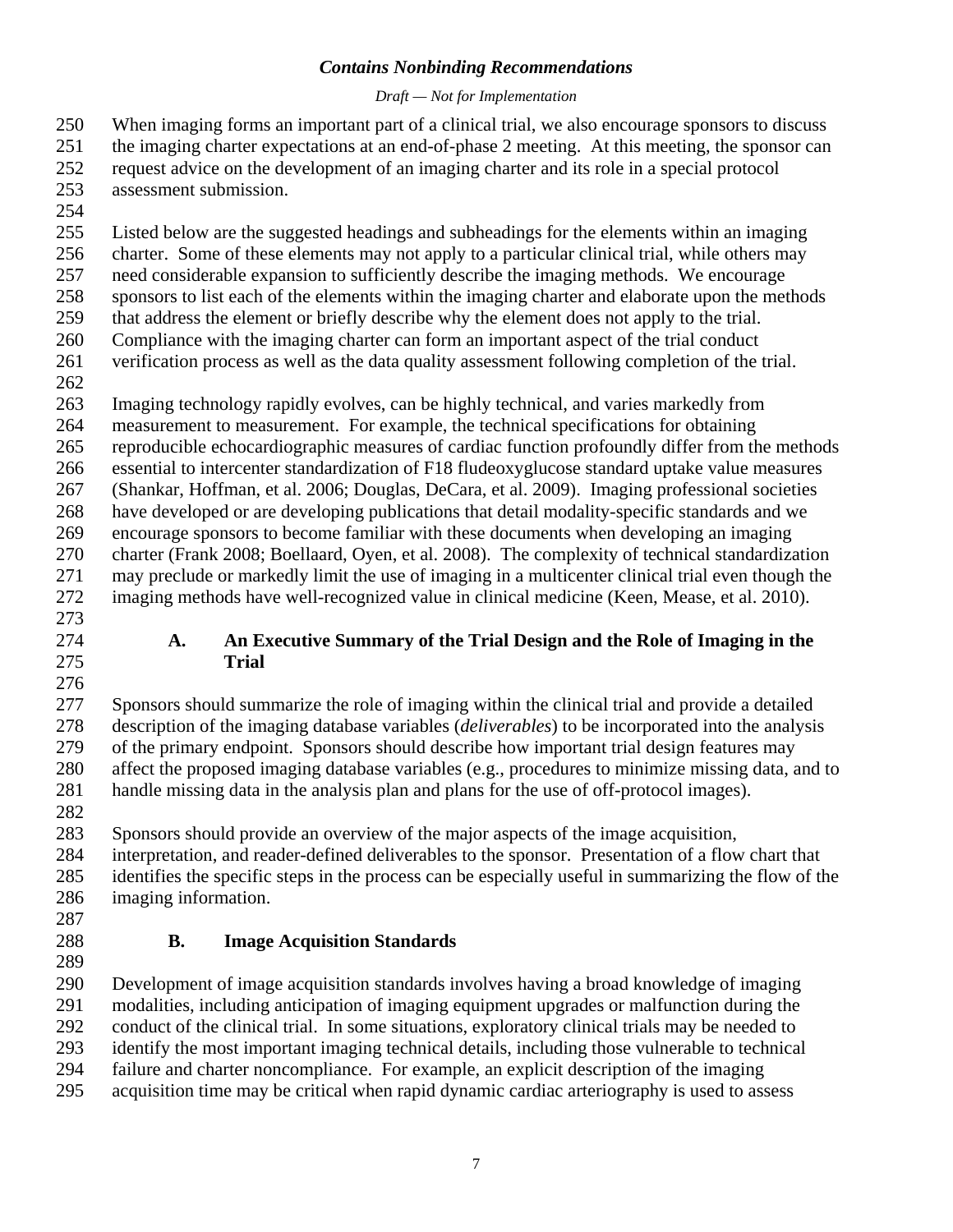When imaging forms an important part of a clinical trial, we also encourage sponsors to discuss the imaging charter expectations at an end-of-phase 2 meeting. At this meeting, the sponsor can request advice on the development of an imaging charter and its role in a special protocol assessment submission.

Listed below are the suggested headings and subheadings for the elements within an imaging charter. Some of these elements may not apply to a particular clinical trial, while others may need considerable expansion to sufficiently describe the imaging methods. We encourage sponsors to list each of the elements within the imaging charter and elaborate upon the methods that address the element or briefly describe why the element does not apply to the trial. Compliance with the imaging charter can form an important aspect of the trial conduct verification process as well as the data quality assessment following completion of the trial.

Imaging technology rapidly evolves, can be highly technical, and varies markedly from measurement to measurement. For example, the technical specifications for obtaining reproducible echocardiographic measures of cardiac function profoundly differ from the methods essential to intercenter standardization of F18 fludeoxyglucose standard uptake value measures (Shankar, Hoffman, et al. 2006; Douglas, DeCara, et al. 2009). Imaging professional societies have developed or are developing publications that detail modality-specific standards and we encourage sponsors to become familiar with these documents when developing an imaging charter (Frank 2008; Boellaard, Oyen, et al. 2008). The complexity of technical standardization may preclude or markedly limit the use of imaging in a multicenter clinical trial even though the imaging methods have well-recognized value in clinical medicine (Keen, Mease, et al. 2010).

### A. An Executive Summary of the Trial Design and the Role of Imaging in the Trial

Sponsors should summarize the role of imaging within the clinical trial and provide a detailed description of the imaging database variables (*deliverables*) to be incorporated into the analysis of the primary endpoint. Sponsors should describe how important trial design features may affect the proposed imaging database variables (e.g., procedures to minimize missing data, and to handle missing data in the analysis plan and plans for the use of off-protocol images).

Sponsors should provide an overview of the major aspects of the image acquisition, interpretation, and reader-defined deliverables to the sponsor. Presentation of a flow chart that identifies the specific steps in the process can be especially useful in summarizing the flow of the imaging information.

### B. Image Acquisition Standards

Development of image acquisition standards involves having a broad knowledge of imaging modalities, including anticipation of imaging equipment upgrades or malfunction during the conduct of the clinical trial. In some situations, exploratory clinical trials may be needed to identify the most important imaging technical details, including those vulnerable to technical failure and charter noncompliance. For example, an explicit description of the imaging acquisition time may be critical when rapid dynamic cardiac arteriography is used to assess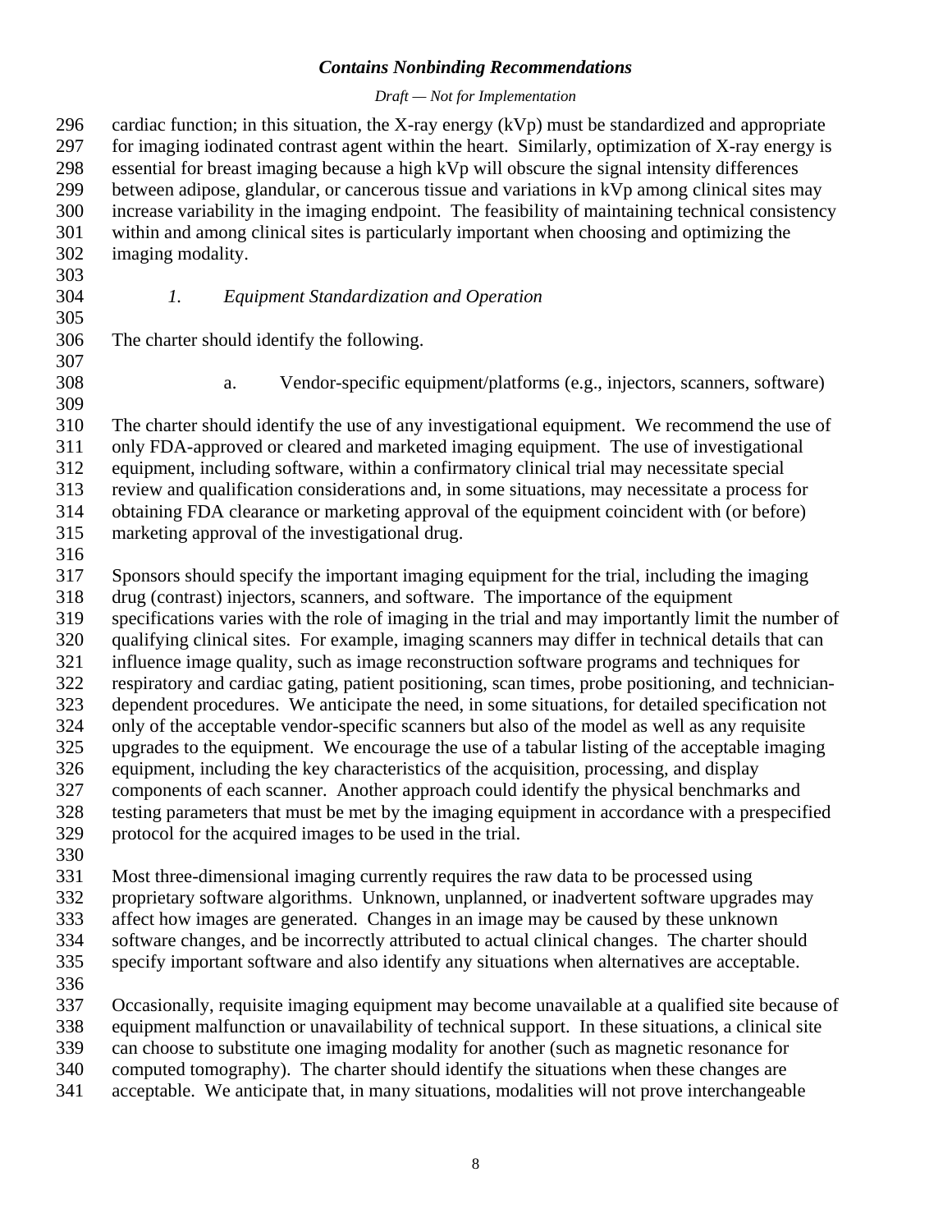cardiac function; in this situation, the X-ray energy (kVp) must be standardized and appropriate for imaging iodinated contrast agent within the heart. Similarly, optimization of X-ray energy is essential for breast imaging because a high kVp will obscure the signal intensity differences between adipose, glandular, or cancerous tissue and variations in kVp among clinical sites may increase variability in the imaging endpoint. The feasibility of maintaining technical consistency within and among clinical sites is particularly important when choosing and optimizing the imaging modality.

### *1. Equipment Standardization and Operation*

The charter should identify the following.

#### a. Vendor-specific equipment/platforms (e.g., injectors, scanners, software)

The charter should identify the use of any investigational equipment. We recommend the use of only FDA-approved or cleared and marketed imaging equipment. The use of investigational equipment, including software, within a confirmatory clinical trial may necessitate special review and qualification considerations and, in some situations, may necessitate a process for obtaining FDA clearance or marketing approval of the equipment coincident with (or before) marketing approval of the investigational drug.

Sponsors should specify the important imaging equipment for the trial, including the imaging drug (contrast) injectors, scanners, and software. The importance of the equipment specifications varies with the role of imaging in the trial and may importantly limit the number of qualifying clinical sites. For example, imaging scanners may differ in technical details that can influence image quality, such as image reconstruction software programs and techniques for respiratory and cardiac gating, patient positioning, scan times, probe positioning, and technician-dependent procedures. We anticipate the need, in some situations, for detailed specification not only of the acceptable vendor-specific scanners but also of the model as well as any requisite upgrades to the equipment. We encourage the use of a tabular listing of the acceptable imaging equipment, including the key characteristics of the acquisition, processing, and display components of each scanner. Another approach could identify the physical benchmarks and testing parameters that must be met by the imaging equipment in accordance with a prespecified protocol for the acquired images to be used in the trial.

Most three-dimensional imaging currently requires the raw data to be processed using proprietary software algorithms. Unknown, unplanned, or inadvertent software upgrades may affect how images are generated. Changes in an image may be caused by these unknown software changes, and be incorrectly attributed to actual clinical changes. The charter should specify important software and also identify any situations when alternatives are acceptable.

Occasionally, requisite imaging equipment may become unavailable at a qualified site because of equipment malfunction or unavailability of technical support. In these situations, a clinical site can choose to substitute one imaging modality for another (such as magnetic resonance for computed tomography). The charter should identify the situations when these changes are acceptable. We anticipate that, in many situations, modalities will not prove interchangeable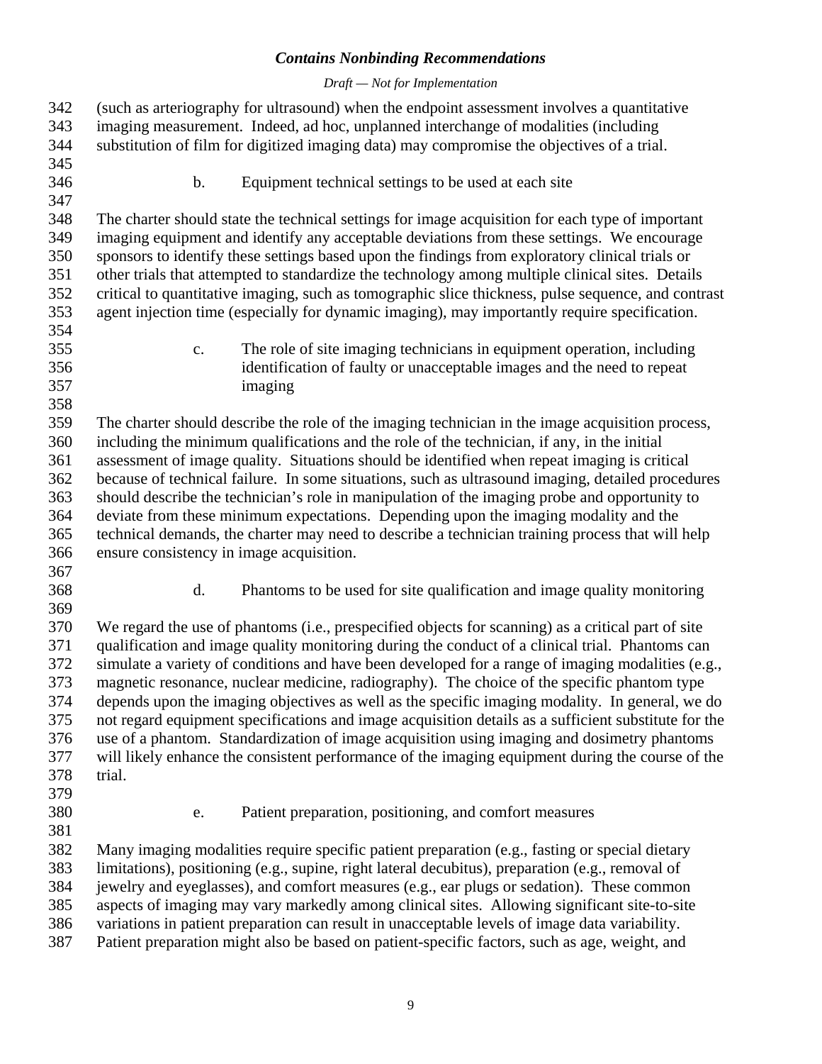(such as arteriography for ultrasound) when the endpoint assessment involves a quantitative imaging measurement. Indeed, ad hoc, unplanned interchange of modalities (including substitution of film for digitized imaging data) may compromise the objectives of a trial.

b. Equipment technical settings to be used at each site

The charter should state the technical settings for image acquisition for each type of important imaging equipment and identify any acceptable deviations from these settings. We encourage sponsors to identify these settings based upon the findings from exploratory clinical trials or other trials that attempted to standardize the technology among multiple clinical sites. Details critical to quantitative imaging, such as tomographic slice thickness, pulse sequence, and contrast agent injection time (especially for dynamic imaging), may importantly require specification.

c. The role of site imaging technicians in equipment operation, including identification of faulty or unacceptable images and the need to repeat imaging

The charter should describe the role of the imaging technician in the image acquisition process, including the minimum qualifications and the role of the technician, if any, in the initial assessment of image quality. Situations should be identified when repeat imaging is critical because of technical failure. In some situations, such as ultrasound imaging, detailed procedures should describe the technician's role in manipulation of the imaging probe and opportunity to deviate from these minimum expectations. Depending upon the imaging modality and the technical demands, the charter may need to describe a technician training process that will help ensure consistency in image acquisition.

d. Phantoms to be used for site qualification and image quality monitoring

We regard the use of phantoms (i.e., prespecified objects for scanning) as a critical part of site qualification and image quality monitoring during the conduct of a clinical trial. Phantoms can simulate a variety of conditions and have been developed for a range of imaging modalities (e.g., magnetic resonance, nuclear medicine, radiography). The choice of the specific phantom type depends upon the imaging objectives as well as the specific imaging modality. In general, we do not regard equipment specifications and image acquisition details as a sufficient substitute for the use of a phantom. Standardization of image acquisition using imaging and dosimetry phantoms will likely enhance the consistent performance of the imaging equipment during the course of the trial.

e. Patient preparation, positioning, and comfort measures

Many imaging modalities require specific patient preparation (e.g., fasting or special dietary limitations), positioning (e.g., supine, right lateral decubitus), preparation (e.g., removal of jewelry and eyeglasses), and comfort measures (e.g., ear plugs or sedation). These common aspects of imaging may vary markedly among clinical sites. Allowing significant site-to-site variations in patient preparation can result in unacceptable levels of image data variability. Patient preparation might also be based on patient-specific factors, such as age, weight, and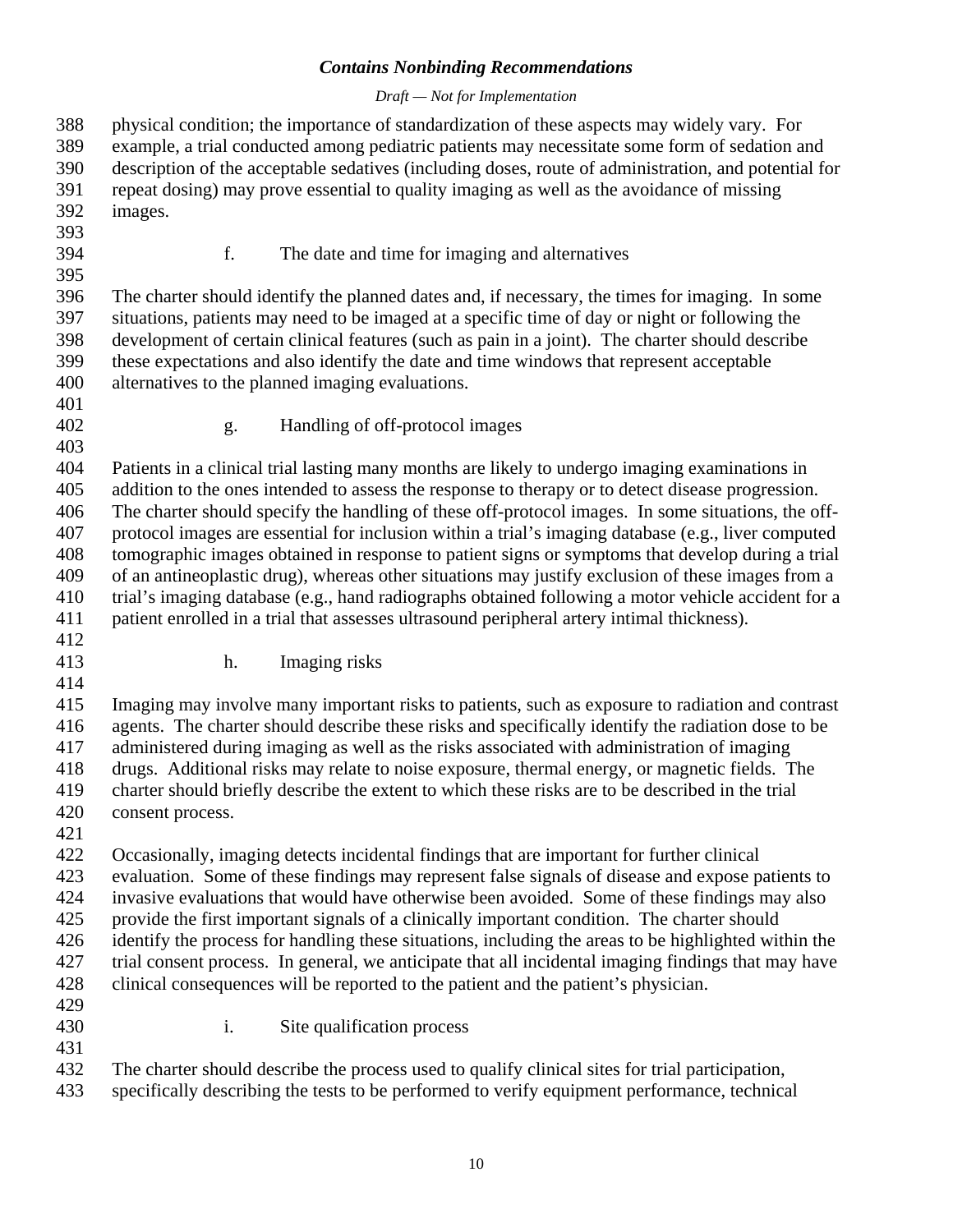physical condition; the importance of standardization of these aspects may widely vary. For example, a trial conducted among pediatric patients may necessitate some form of sedation and description of the acceptable sedatives (including doses, route of administration, and potential for repeat dosing) may prove essential to quality imaging as well as the avoidance of missing images.

#### f. The date and time for imaging and alternatives

The charter should identify the planned dates and, if necessary, the times for imaging. In some situations, patients may need to be imaged at a specific time of day or night or following the development of certain clinical features (such as pain in a joint). The charter should describe these expectations and also identify the date and time windows that represent acceptable alternatives to the planned imaging evaluations.

#### g. Handling of off-protocol images

Patients in a clinical trial lasting many months are likely to undergo imaging examinations in addition to the ones intended to assess the response to therapy or to detect disease progression. The charter should specify the handling of these off-protocol images. In some situations, the off-protocol images are essential for inclusion within a trial's imaging database (e.g., liver computed tomographic images obtained in response to patient signs or symptoms that develop during a trial of an antineoplastic drug), whereas other situations may justify exclusion of these images from a trial's imaging database (e.g., hand radiographs obtained following a motor vehicle accident for a patient enrolled in a trial that assesses ultrasound peripheral artery intimal thickness).

#### h. Imaging risks

Imaging may involve many important risks to patients, such as exposure to radiation and contrast agents. The charter should describe these risks and specifically identify the radiation dose to be administered during imaging as well as the risks associated with administration of imaging drugs. Additional risks may relate to noise exposure, thermal energy, or magnetic fields. The charter should briefly describe the extent to which these risks are to be described in the trial consent process.

Occasionally, imaging detects incidental findings that are important for further clinical evaluation. Some of these findings may represent false signals of disease and expose patients to invasive evaluations that would have otherwise been avoided. Some of these findings may also provide the first important signals of a clinically important condition. The charter should identify the process for handling these situations, including the areas to be highlighted within the trial consent process. In general, we anticipate that all incidental imaging findings that may have clinical consequences will be reported to the patient and the patient's physician.

#### i. Site qualification process

The charter should describe the process used to qualify clinical sites for trial participation, specifically describing the tests to be performed to verify equipment performance, technical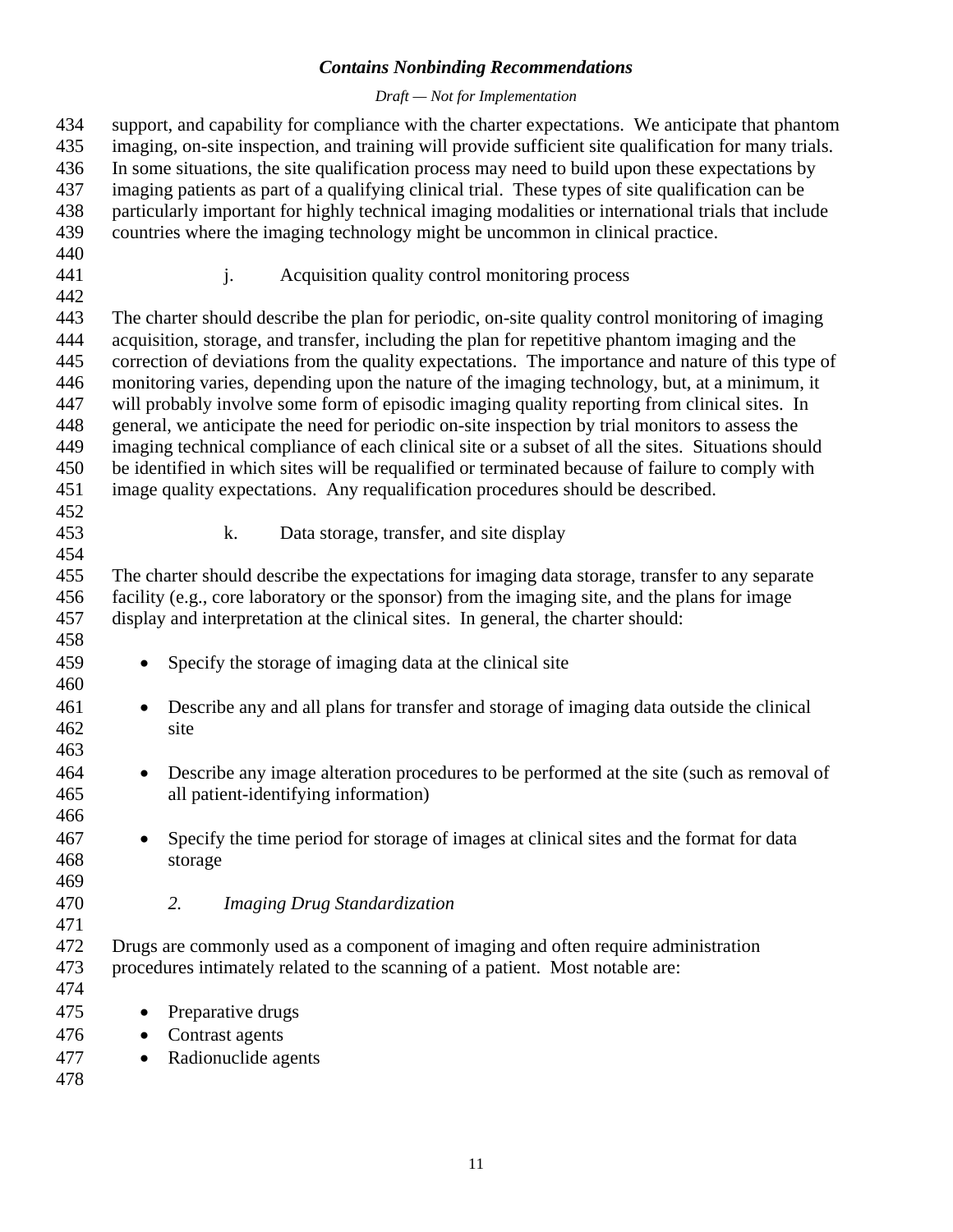support, and capability for compliance with the charter expectations. We anticipate that phantom imaging, on-site inspection, and training will provide sufficient site qualification for many trials. In some situations, the site qualification process may need to build upon these expectations by imaging patients as part of a qualifying clinical trial. These types of site qualification can be particularly important for highly technical imaging modalities or international trials that include countries where the imaging technology might be uncommon in clinical practice.

j. Acquisition quality control monitoring process

The charter should describe the plan for periodic, on-site quality control monitoring of imaging acquisition, storage, and transfer, including the plan for repetitive phantom imaging and the correction of deviations from the quality expectations. The importance and nature of this type of monitoring varies, depending upon the nature of the imaging technology, but, at a minimum, it will probably involve some form of episodic imaging quality reporting from clinical sites. In general, we anticipate the need for periodic on-site inspection by trial monitors to assess the imaging technical compliance of each clinical site or a subset of all the sites. Situations should be identified in which sites will be requalified or terminated because of failure to comply with image quality expectations. Any requalification procedures should be described.

k. Data storage, transfer, and site display

The charter should describe the expectations for imaging data storage, transfer to any separate facility (e.g., core laboratory or the sponsor) from the imaging site, and the plans for image display and interpretation at the clinical sites. In general, the charter should:

- Specify the storage of imaging data at the clinical site
- Describe any and all plans for transfer and storage of imaging data outside the clinical site
- Describe any image alteration procedures to be performed at the site (such as removal of all patient-identifying information)
- Specify the time period for storage of images at clinical sites and the format for data storage

### *2. Imaging Drug Standardization*

Drugs are commonly used as a component of imaging and often require administration procedures intimately related to the scanning of a patient. Most notable are:

- Preparative drugs
- Contrast agents
- Radionuclide agents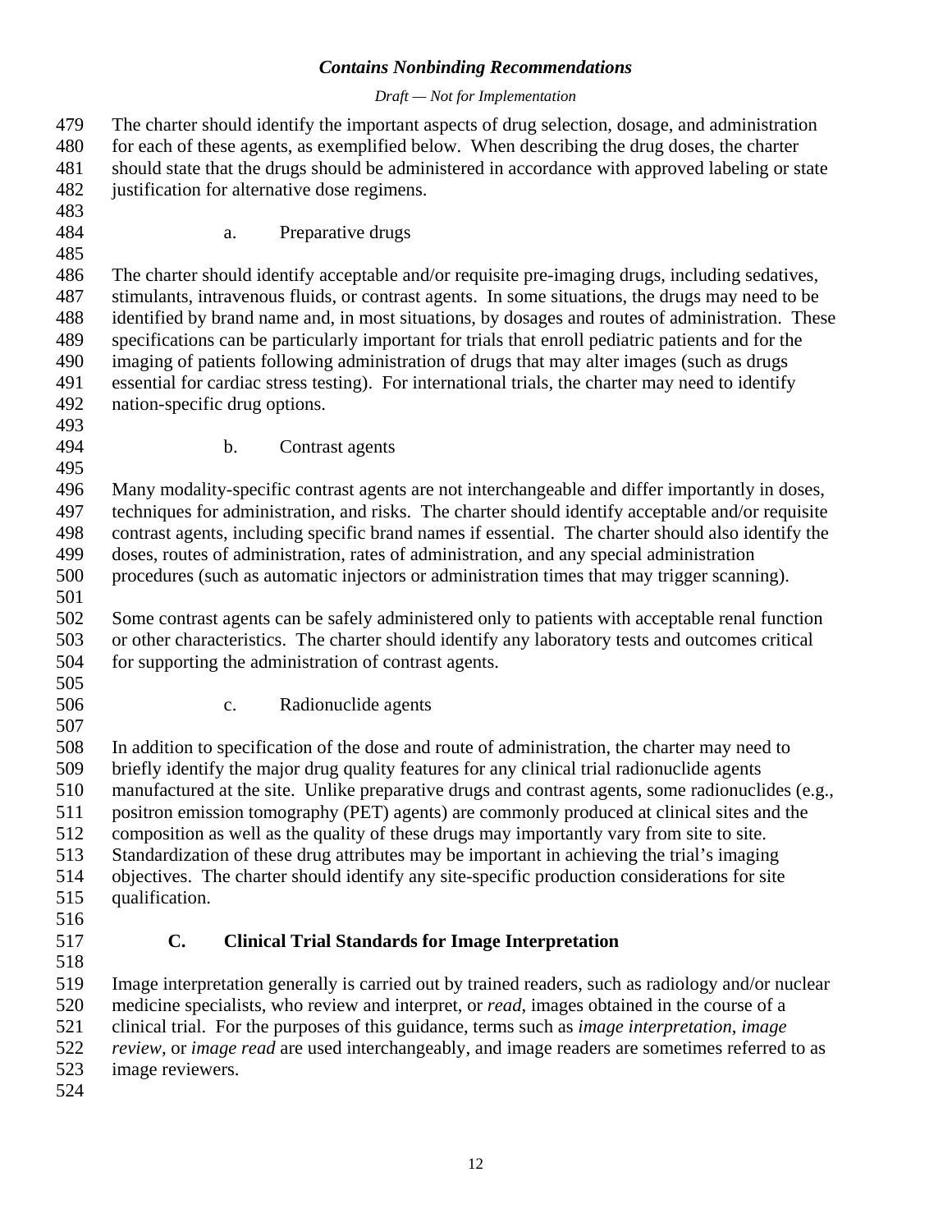The charter should identify the important aspects of drug selection, dosage, and administration for each of these agents, as exemplified below. When describing the drug doses, the charter should state that the drugs should be administered in accordance with approved labeling or state justification for alternative dose regimens.

#### a. Preparative drugs

The charter should identify acceptable and/or requisite pre-imaging drugs, including sedatives, stimulants, intravenous fluids, or contrast agents. In some situations, the drugs may need to be identified by brand name and, in most situations, by dosages and routes of administration. These specifications can be particularly important for trials that enroll pediatric patients and for the imaging of patients following administration of drugs that may alter images (such as drugs essential for cardiac stress testing). For international trials, the charter may need to identify nation-specific drug options.

#### b. Contrast agents

Many modality-specific contrast agents are not interchangeable and differ importantly in doses, techniques for administration, and risks. The charter should identify acceptable and/or requisite contrast agents, including specific brand names if essential. The charter should also identify the doses, routes of administration, rates of administration, and any special administration procedures (such as automatic injectors or administration times that may trigger scanning).

Some contrast agents can be safely administered only to patients with acceptable renal function or other characteristics. The charter should identify any laboratory tests and outcomes critical for supporting the administration of contrast agents.

#### c. Radionuclide agents

In addition to specification of the dose and route of administration, the charter may need to briefly identify the major drug quality features for any clinical trial radionuclide agents manufactured at the site. Unlike preparative drugs and contrast agents, some radionuclides (e.g., positron emission tomography (PET) agents) are commonly produced at clinical sites and the composition as well as the quality of these drugs may importantly vary from site to site. Standardization of these drug attributes may be important in achieving the trial's imaging objectives. The charter should identify any site-specific production considerations for site qualification.

### C. Clinical Trial Standards for Image Interpretation

Image interpretation generally is carried out by trained readers, such as radiology and/or nuclear medicine specialists, who review and interpret, or *read*, images obtained in the course of a clinical trial. For the purposes of this guidance, terms such as *image interpretation*, *image review*, or *image read* are used interchangeably, and image readers are sometimes referred to as image reviewers.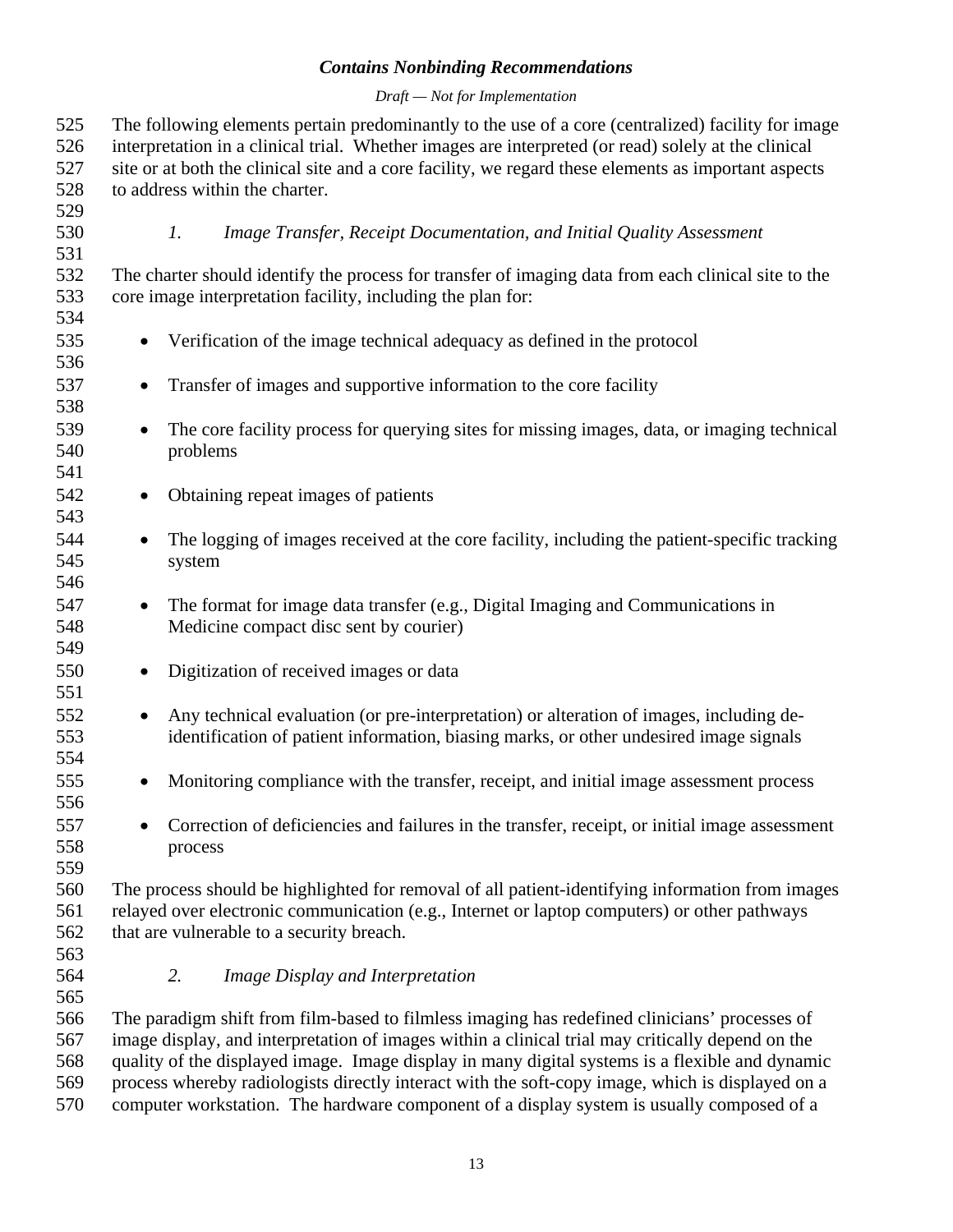The following elements pertain predominantly to the use of a core (centralized) facility for image interpretation in a clinical trial. Whether images are interpreted (or read) solely at the clinical site or at both the clinical site and a core facility, we regard these elements as important aspects to address within the charter.

### *1. Image Transfer, Receipt Documentation, and Initial Quality Assessment*

The charter should identify the process for transfer of imaging data from each clinical site to the core image interpretation facility, including the plan for:

- Verification of the image technical adequacy as defined in the protocol
- Transfer of images and supportive information to the core facility
- The core facility process for querying sites for missing images, data, or imaging technical problems
- Obtaining repeat images of patients
- The logging of images received at the core facility, including the patient-specific tracking system
- The format for image data transfer (e.g., Digital Imaging and Communications in Medicine compact disc sent by courier)
- Digitization of received images or data
- Any technical evaluation (or pre-interpretation) or alteration of images, including de-identification of patient information, biasing marks, or other undesired image signals
- Monitoring compliance with the transfer, receipt, and initial image assessment process
- Correction of deficiencies and failures in the transfer, receipt, or initial image assessment process

The process should be highlighted for removal of all patient-identifying information from images relayed over electronic communication (e.g., Internet or laptop computers) or other pathways that are vulnerable to a security breach.

### *2. Image Display and Interpretation*

The paradigm shift from film-based to filmless imaging has redefined clinicians' processes of image display, and interpretation of images within a clinical trial may critically depend on the quality of the displayed image. Image display in many digital systems is a flexible and dynamic process whereby radiologists directly interact with the soft-copy image, which is displayed on a computer workstation. The hardware component of a display system is usually composed of a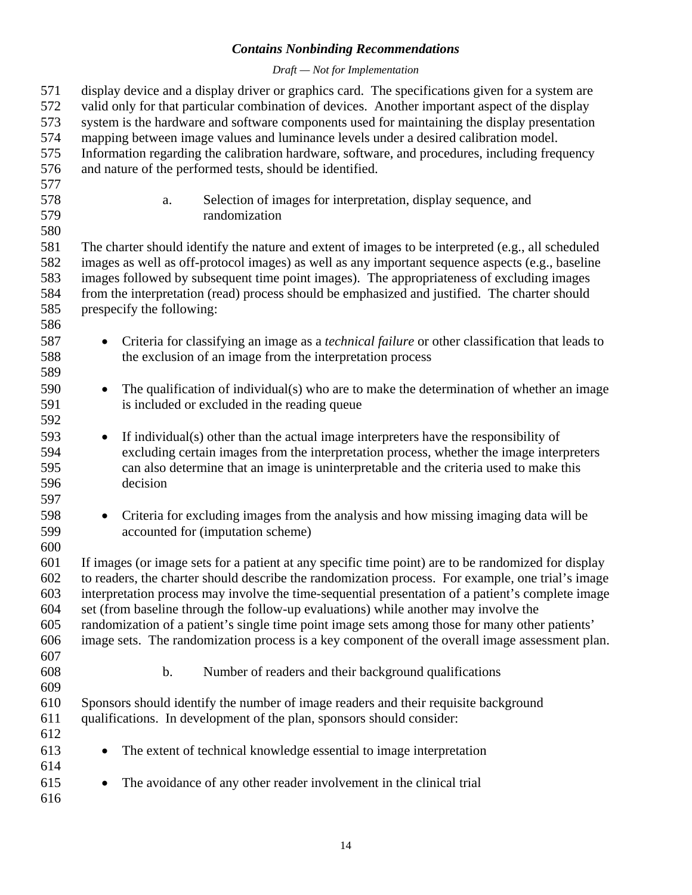display device and a display driver or graphics card. The specifications given for a system are valid only for that particular combination of devices. Another important aspect of the display system is the hardware and software components used for maintaining the display presentation mapping between image values and luminance levels under a desired calibration model. Information regarding the calibration hardware, software, and procedures, including frequency and nature of the performed tests, should be identified.

#### a. Selection of images for interpretation, display sequence, and randomization

The charter should identify the nature and extent of images to be interpreted (e.g., all scheduled images as well as off-protocol images) as well as any important sequence aspects (e.g., baseline images followed by subsequent time point images). The appropriateness of excluding images from the interpretation (read) process should be emphasized and justified. The charter should prespecify the following:

- Criteria for classifying an image as a *technical failure* or other classification that leads to the exclusion of an image from the interpretation process

- The qualification of individual(s) who are to make the determination of whether an image is included or excluded in the reading queue

- If individual(s) other than the actual image interpreters have the responsibility of excluding certain images from the interpretation process, whether the image interpreters can also determine that an image is uninterpretable and the criteria used to make this decision

- Criteria for excluding images from the analysis and how missing imaging data will be accounted for (imputation scheme)

If images (or image sets for a patient at any specific time point) are to be randomized for display to readers, the charter should describe the randomization process. For example, one trial's image interpretation process may involve the time-sequential presentation of a patient's complete image set (from baseline through the follow-up evaluations) while another may involve the randomization of a patient's single time point image sets among those for many other patients' image sets. The randomization process is a key component of the overall image assessment plan.

#### b. Number of readers and their background qualifications

Sponsors should identify the number of image readers and their requisite background qualifications. In development of the plan, sponsors should consider:

- The extent of technical knowledge essential to image interpretation

- The avoidance of any other reader involvement in the clinical trial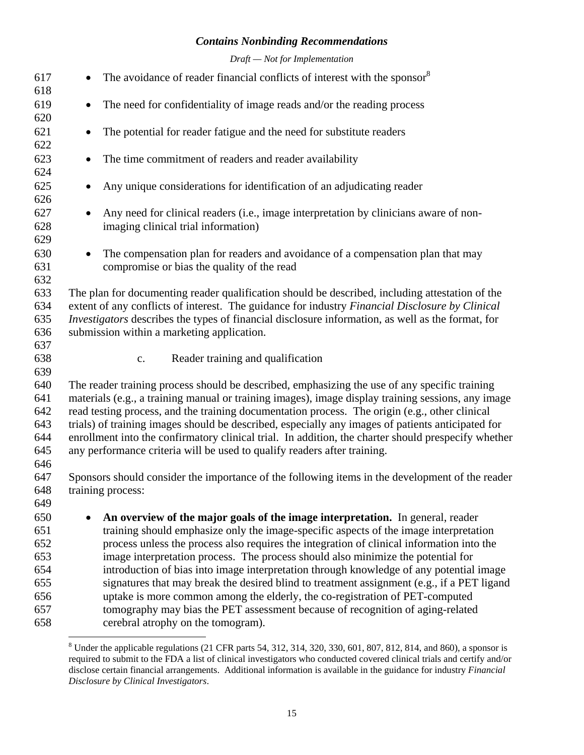- The avoidance of reader financial conflicts of interest with the sponsor[8]

- The need for confidentiality of image reads and/or the reading process

- The potential for reader fatigue and the need for substitute readers

- The time commitment of readers and reader availability

- Any unique considerations for identification of an adjudicating reader

- Any need for clinical readers (i.e., image interpretation by clinicians aware of non-imaging clinical trial information)

- The compensation plan for readers and avoidance of a compensation plan that may compromise or bias the quality of the read

The plan for documenting reader qualification should be described, including attestation of the extent of any conflicts of interest. The guidance for industry *Financial Disclosure by Clinical Investigators* describes the types of financial disclosure information, as well as the format, for submission within a marketing application.

#### c. Reader training and qualification

The reader training process should be described, emphasizing the use of any specific training materials (e.g., a training manual or training images), image display training sessions, any image read testing process, and the training documentation process. The origin (e.g., other clinical trials) of training images should be described, especially any images of patients anticipated for enrollment into the confirmatory clinical trial. In addition, the charter should prespecify whether any performance criteria will be used to qualify readers after training.

Sponsors should consider the importance of the following items in the development of the reader training process:

- **An overview of the major goals of the image interpretation.** In general, reader training should emphasize only the image-specific aspects of the image interpretation process unless the process also requires the integration of clinical information into the image interpretation process. The process should also minimize the potential for introduction of bias into image interpretation through knowledge of any potential image signatures that may break the desired blind to treatment assignment (e.g., if a PET ligand uptake is more common among the elderly, the co-registration of PET-computed tomography may bias the PET assessment because of recognition of aging-related cerebral atrophy on the tomogram).

---

[8] Under the applicable regulations (21 CFR parts 54, 312, 314, 320, 330, 601, 807, 812, 814, and 860), a sponsor is required to submit to the FDA a list of clinical investigators who conducted covered clinical trials and certify and/or disclose certain financial arrangements. Additional information is available in the guidance for industry *Financial Disclosure by Clinical Investigators*.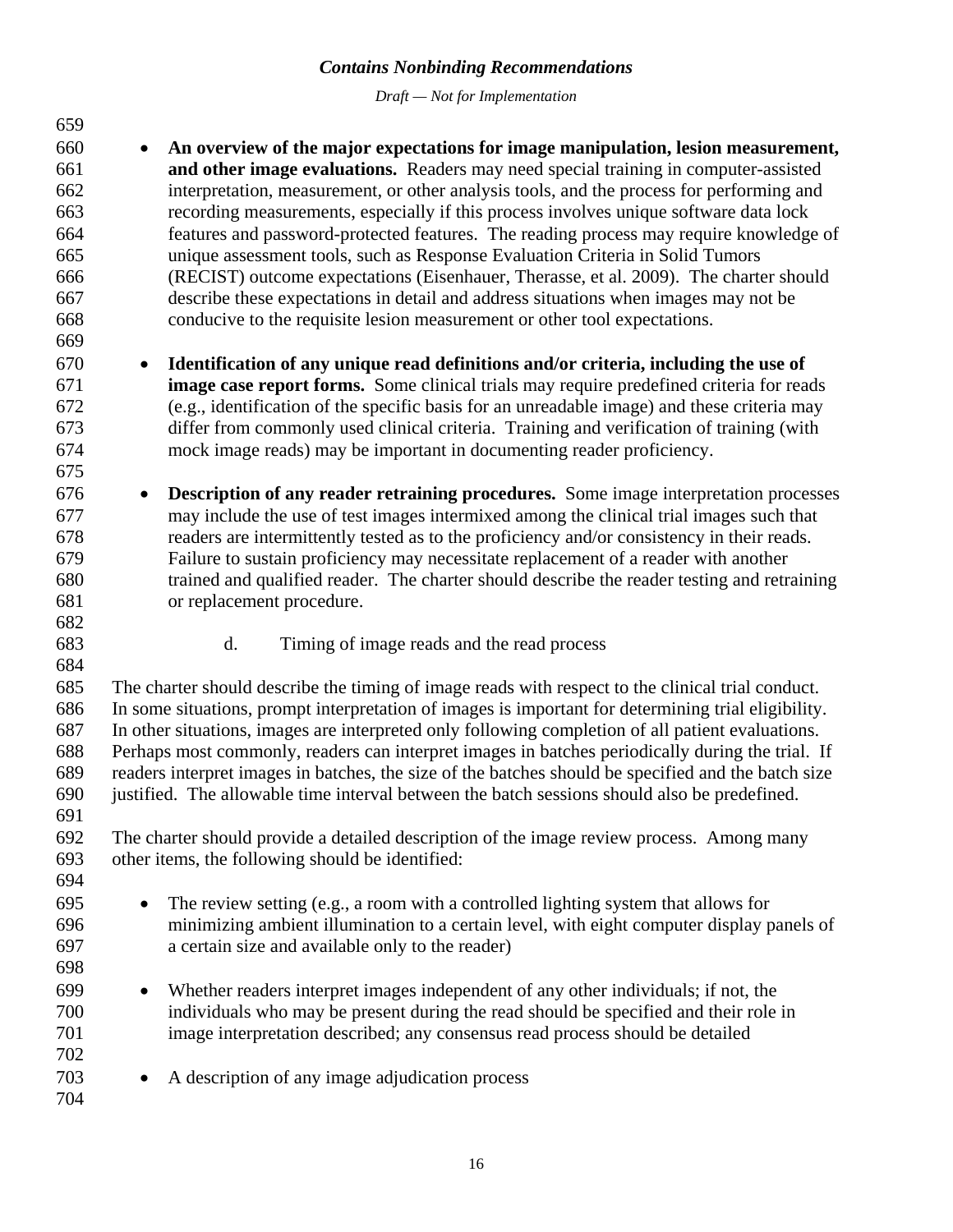- **An overview of the major expectations for image manipulation, lesion measurement, and other image evaluations.** Readers may need special training in computer-assisted interpretation, measurement, or other analysis tools, and the process for performing and recording measurements, especially if this process involves unique software data lock features and password-protected features. The reading process may require knowledge of unique assessment tools, such as Response Evaluation Criteria in Solid Tumors (RECIST) outcome expectations (Eisenhauer, Therasse, et al. 2009). The charter should describe these expectations in detail and address situations when images may not be conducive to the requisite lesion measurement or other tool expectations.

- **Identification of any unique read definitions and/or criteria, including the use of image case report forms.** Some clinical trials may require predefined criteria for reads (e.g., identification of the specific basis for an unreadable image) and these criteria may differ from commonly used clinical criteria. Training and verification of training (with mock image reads) may be important in documenting reader proficiency.

- **Description of any reader retraining procedures.** Some image interpretation processes may include the use of test images intermixed among the clinical trial images such that readers are intermittently tested as to the proficiency and/or consistency in their reads. Failure to sustain proficiency may necessitate replacement of a reader with another trained and qualified reader. The charter should describe the reader testing and retraining or replacement procedure.

#### d. Timing of image reads and the read process

The charter should describe the timing of image reads with respect to the clinical trial conduct. In some situations, prompt interpretation of images is important for determining trial eligibility. In other situations, images are interpreted only following completion of all patient evaluations. Perhaps most commonly, readers can interpret images in batches periodically during the trial. If readers interpret images in batches, the size of the batches should be specified and the batch size justified. The allowable time interval between the batch sessions should also be predefined.

The charter should provide a detailed description of the image review process. Among many other items, the following should be identified:

- The review setting (e.g., a room with a controlled lighting system that allows for minimizing ambient illumination to a certain level, with eight computer display panels of a certain size and available only to the reader)

- Whether readers interpret images independent of any other individuals; if not, the individuals who may be present during the read should be specified and their role in image interpretation described; any consensus read process should be detailed

- A description of any image adjudication process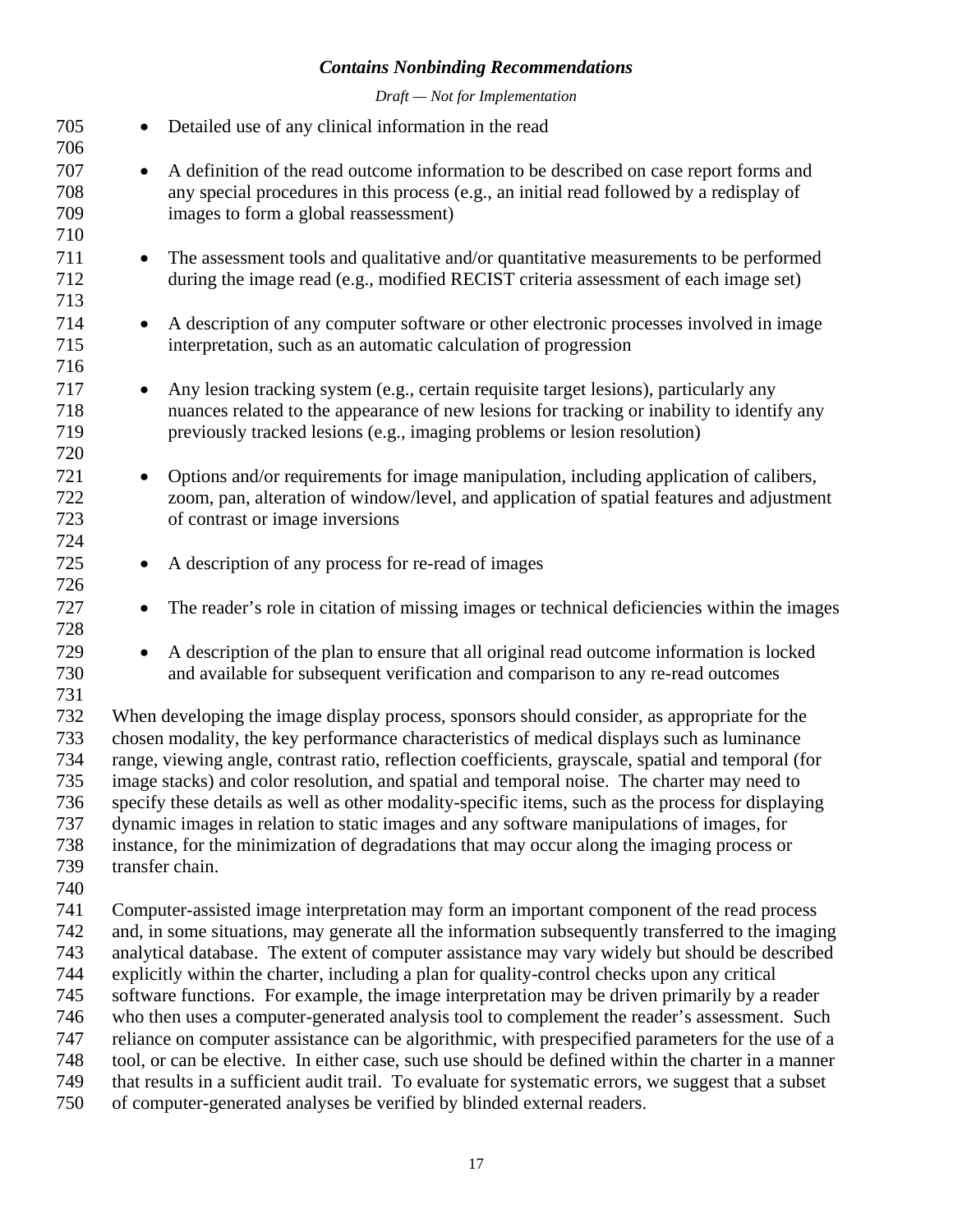- Detailed use of any clinical information in the read

- A definition of the read outcome information to be described on case report forms and any special procedures in this process (e.g., an initial read followed by a redisplay of images to form a global reassessment)

- The assessment tools and qualitative and/or quantitative measurements to be performed during the image read (e.g., modified RECIST criteria assessment of each image set)

- A description of any computer software or other electronic processes involved in image interpretation, such as an automatic calculation of progression

- Any lesion tracking system (e.g., certain requisite target lesions), particularly any nuances related to the appearance of new lesions for tracking or inability to identify any previously tracked lesions (e.g., imaging problems or lesion resolution)

- Options and/or requirements for image manipulation, including application of calibers, zoom, pan, alteration of window/level, and application of spatial features and adjustment of contrast or image inversions

- A description of any process for re-read of images

- The reader's role in citation of missing images or technical deficiencies within the images

- A description of the plan to ensure that all original read outcome information is locked and available for subsequent verification and comparison to any re-read outcomes

When developing the image display process, sponsors should consider, as appropriate for the chosen modality, the key performance characteristics of medical displays such as luminance range, viewing angle, contrast ratio, reflection coefficients, grayscale, spatial and temporal (for image stacks) and color resolution, and spatial and temporal noise. The charter may need to specify these details as well as other modality-specific items, such as the process for displaying dynamic images in relation to static images and any software manipulations of images, for instance, for the minimization of degradations that may occur along the imaging process or transfer chain.

Computer-assisted image interpretation may form an important component of the read process and, in some situations, may generate all the information subsequently transferred to the imaging analytical database. The extent of computer assistance may vary widely but should be described explicitly within the charter, including a plan for quality-control checks upon any critical software functions. For example, the image interpretation may be driven primarily by a reader who then uses a computer-generated analysis tool to complement the reader's assessment. Such reliance on computer assistance can be algorithmic, with prespecified parameters for the use of a tool, or can be elective. In either case, such use should be defined within the charter in a manner that results in a sufficient audit trail. To evaluate for systematic errors, we suggest that a subset of computer-generated analyses be verified by blinded external readers.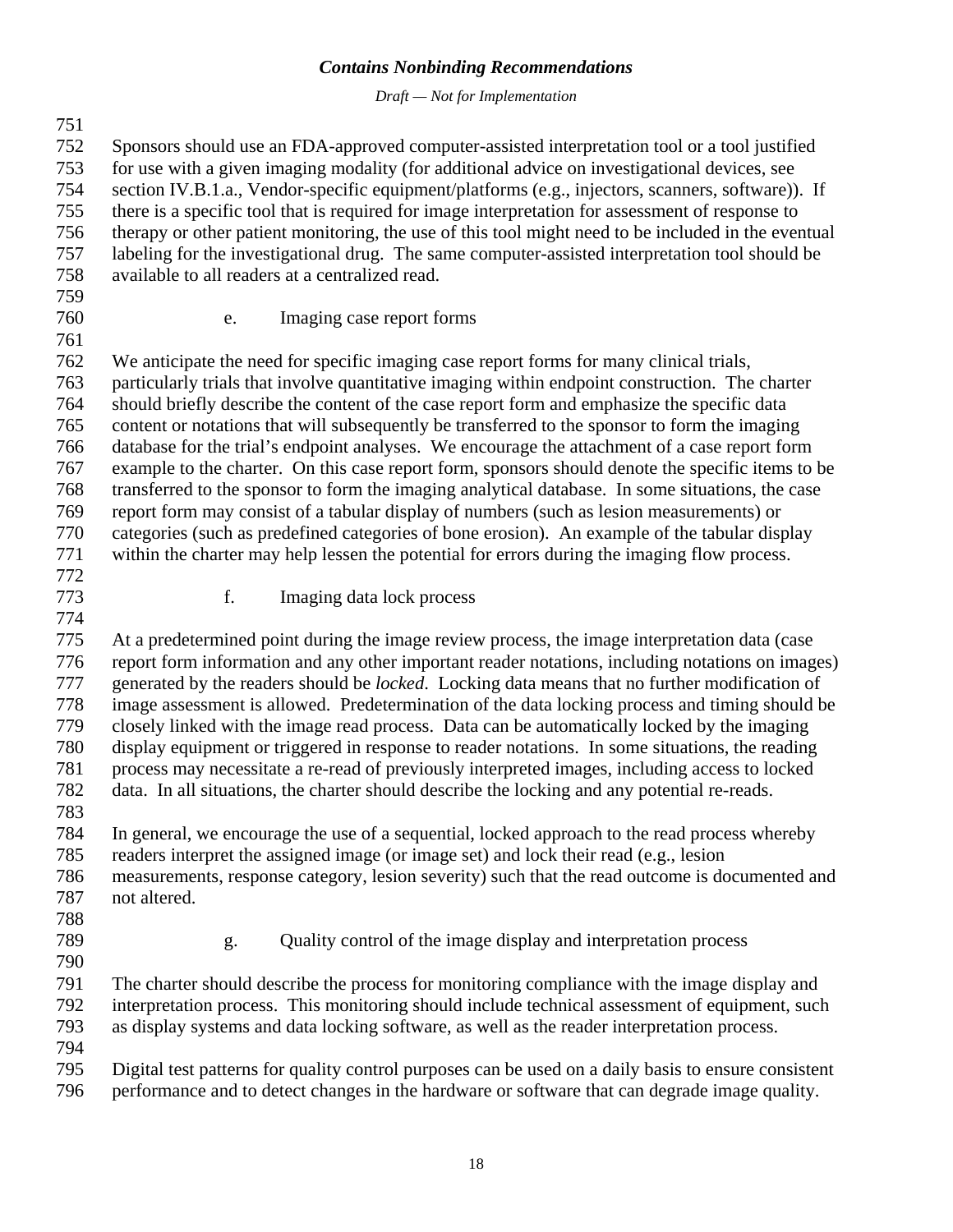Sponsors should use an FDA-approved computer-assisted interpretation tool or a tool justified for use with a given imaging modality (for additional advice on investigational devices, see section IV.B.1.a., Vendor-specific equipment/platforms (e.g., injectors, scanners, software)). If there is a specific tool that is required for image interpretation for assessment of response to therapy or other patient monitoring, the use of this tool might need to be included in the eventual labeling for the investigational drug. The same computer-assisted interpretation tool should be available to all readers at a centralized read.

#### e. Imaging case report forms

We anticipate the need for specific imaging case report forms for many clinical trials, particularly trials that involve quantitative imaging within endpoint construction. The charter should briefly describe the content of the case report form and emphasize the specific data content or notations that will subsequently be transferred to the sponsor to form the imaging database for the trial's endpoint analyses. We encourage the attachment of a case report form example to the charter. On this case report form, sponsors should denote the specific items to be transferred to the sponsor to form the imaging analytical database. In some situations, the case report form may consist of a tabular display of numbers (such as lesion measurements) or categories (such as predefined categories of bone erosion). An example of the tabular display within the charter may help lessen the potential for errors during the imaging flow process.

#### f. Imaging data lock process

At a predetermined point during the image review process, the image interpretation data (case report form information and any other important reader notations, including notations on images) generated by the readers should be *locked*. Locking data means that no further modification of image assessment is allowed. Predetermination of the data locking process and timing should be closely linked with the image read process. Data can be automatically locked by the imaging display equipment or triggered in response to reader notations. In some situations, the reading process may necessitate a re-read of previously interpreted images, including access to locked data. In all situations, the charter should describe the locking and any potential re-reads.

In general, we encourage the use of a sequential, locked approach to the read process whereby readers interpret the assigned image (or image set) and lock their read (e.g., lesion measurements, response category, lesion severity) such that the read outcome is documented and not altered.

#### g. Quality control of the image display and interpretation process

The charter should describe the process for monitoring compliance with the image display and interpretation process. This monitoring should include technical assessment of equipment, such as display systems and data locking software, as well as the reader interpretation process.

Digital test patterns for quality control purposes can be used on a daily basis to ensure consistent performance and to detect changes in the hardware or software that can degrade image quality.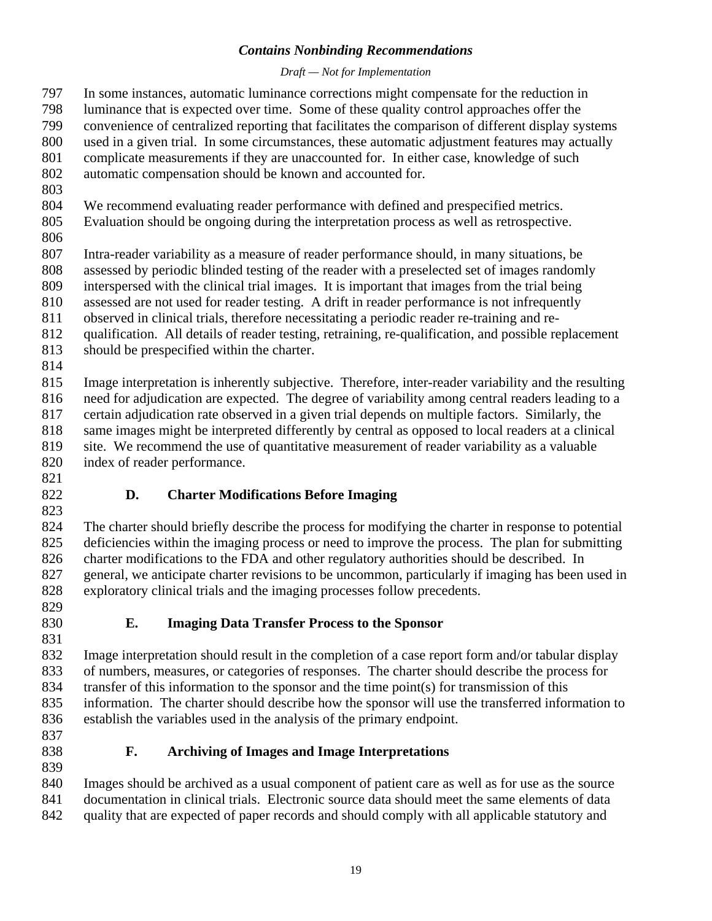In some instances, automatic luminance corrections might compensate for the reduction in luminance that is expected over time. Some of these quality control approaches offer the convenience of centralized reporting that facilitates the comparison of different display systems used in a given trial. In some circumstances, these automatic adjustment features may actually complicate measurements if they are unaccounted for. In either case, knowledge of such automatic compensation should be known and accounted for.

We recommend evaluating reader performance with defined and prespecified metrics. Evaluation should be ongoing during the interpretation process as well as retrospective.

Intra-reader variability as a measure of reader performance should, in many situations, be assessed by periodic blinded testing of the reader with a preselected set of images randomly interspersed with the clinical trial images. It is important that images from the trial being assessed are not used for reader testing. A drift in reader performance is not infrequently observed in clinical trials, therefore necessitating a periodic reader re-training and re-qualification. All details of reader testing, retraining, re-qualification, and possible replacement should be prespecified within the charter.

Image interpretation is inherently subjective. Therefore, inter-reader variability and the resulting need for adjudication are expected. The degree of variability among central readers leading to a certain adjudication rate observed in a given trial depends on multiple factors. Similarly, the same images might be interpreted differently by central as opposed to local readers at a clinical site. We recommend the use of quantitative measurement of reader variability as a valuable index of reader performance.

### D. Charter Modifications Before Imaging

The charter should briefly describe the process for modifying the charter in response to potential deficiencies within the imaging process or need to improve the process. The plan for submitting charter modifications to the FDA and other regulatory authorities should be described. In general, we anticipate charter revisions to be uncommon, particularly if imaging has been used in exploratory clinical trials and the imaging processes follow precedents.

### E. Imaging Data Transfer Process to the Sponsor

Image interpretation should result in the completion of a case report form and/or tabular display of numbers, measures, or categories of responses. The charter should describe the process for transfer of this information to the sponsor and the time point(s) for transmission of this information. The charter should describe how the sponsor will use the transferred information to establish the variables used in the analysis of the primary endpoint.

### F. Archiving of Images and Image Interpretations

Images should be archived as a usual component of patient care as well as for use as the source documentation in clinical trials. Electronic source data should meet the same elements of data quality that are expected of paper records and should comply with all applicable statutory and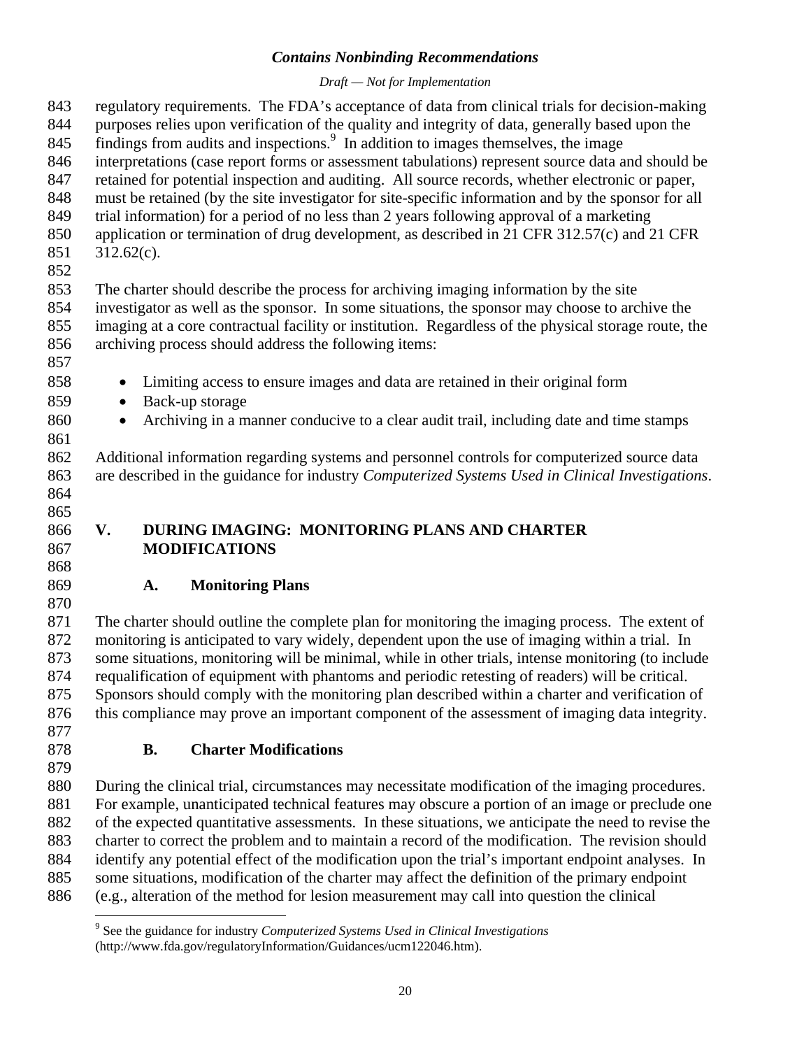regulatory requirements. The FDA's acceptance of data from clinical trials for decision-making purposes relies upon verification of the quality and integrity of data, generally based upon the findings from audits and inspections.[9] In addition to images themselves, the image interpretations (case report forms or assessment tabulations) represent source data and should be retained for potential inspection and auditing. All source records, whether electronic or paper, must be retained (by the site investigator for site-specific information and by the sponsor for all trial information) for a period of no less than 2 years following approval of a marketing application or termination of drug development, as described in 21 CFR 312.57(c) and 21 CFR 312.62(c).

The charter should describe the process for archiving imaging information by the site investigator as well as the sponsor. In some situations, the sponsor may choose to archive the imaging at a core contractual facility or institution. Regardless of the physical storage route, the archiving process should address the following items:

- Limiting access to ensure images and data are retained in their original form
- Back-up storage
- Archiving in a manner conducive to a clear audit trail, including date and time stamps

Additional information regarding systems and personnel controls for computerized source data are described in the guidance for industry *Computerized Systems Used in Clinical Investigations*.

# V. DURING IMAGING: MONITORING PLANS AND CHARTER MODIFICATIONS

## A. Monitoring Plans

The charter should outline the complete plan for monitoring the imaging process. The extent of monitoring is anticipated to vary widely, dependent upon the use of imaging within a trial. In some situations, monitoring will be minimal, while in other trials, intense monitoring (to include requalification of equipment with phantoms and periodic retesting of readers) will be critical. Sponsors should comply with the monitoring plan described within a charter and verification of this compliance may prove an important component of the assessment of imaging data integrity.

## B. Charter Modifications

During the clinical trial, circumstances may necessitate modification of the imaging procedures. For example, unanticipated technical features may obscure a portion of an image or preclude one of the expected quantitative assessments. In these situations, we anticipate the need to revise the charter to correct the problem and to maintain a record of the modification. The revision should identify any potential effect of the modification upon the trial's important endpoint analyses. In some situations, modification of the charter may affect the definition of the primary endpoint (e.g., alteration of the method for lesion measurement may call into question the clinical

---

[9] See the guidance for industry *Computerized Systems Used in Clinical Investigations* (http://www.fda.gov/regulatoryInformation/Guidances/ucm122046.htm).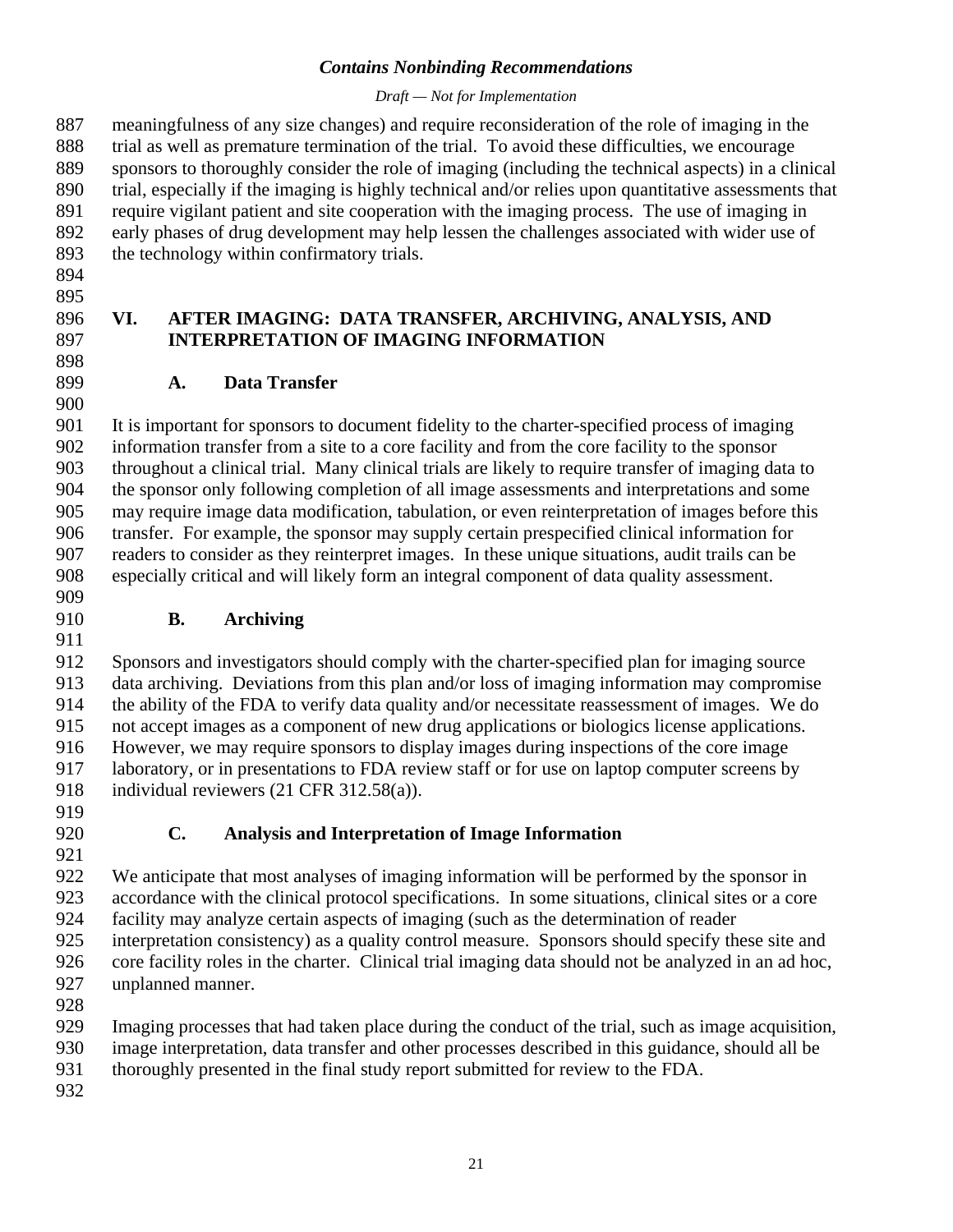meaningfulness of any size changes) and require reconsideration of the role of imaging in the trial as well as premature termination of the trial. To avoid these difficulties, we encourage sponsors to thoroughly consider the role of imaging (including the technical aspects) in a clinical trial, especially if the imaging is highly technical and/or relies upon quantitative assessments that require vigilant patient and site cooperation with the imaging process. The use of imaging in early phases of drug development may help lessen the challenges associated with wider use of the technology within confirmatory trials.

## VI. AFTER IMAGING: DATA TRANSFER, ARCHIVING, ANALYSIS, AND INTERPRETATION OF IMAGING INFORMATION

### A. Data Transfer

It is important for sponsors to document fidelity to the charter-specified process of imaging information transfer from a site to a core facility and from the core facility to the sponsor throughout a clinical trial. Many clinical trials are likely to require transfer of imaging data to the sponsor only following completion of all image assessments and interpretations and some may require image data modification, tabulation, or even reinterpretation of images before this transfer. For example, the sponsor may supply certain prespecified clinical information for readers to consider as they reinterpret images. In these unique situations, audit trails can be especially critical and will likely form an integral component of data quality assessment.

### B. Archiving

Sponsors and investigators should comply with the charter-specified plan for imaging source data archiving. Deviations from this plan and/or loss of imaging information may compromise the ability of the FDA to verify data quality and/or necessitate reassessment of images. We do not accept images as a component of new drug applications or biologics license applications. However, we may require sponsors to display images during inspections of the core image laboratory, or in presentations to FDA review staff or for use on laptop computer screens by individual reviewers (21 CFR 312.58(a)).

### C. Analysis and Interpretation of Image Information

We anticipate that most analyses of imaging information will be performed by the sponsor in accordance with the clinical protocol specifications. In some situations, clinical sites or a core facility may analyze certain aspects of imaging (such as the determination of reader interpretation consistency) as a quality control measure. Sponsors should specify these site and core facility roles in the charter. Clinical trial imaging data should not be analyzed in an ad hoc, unplanned manner.

Imaging processes that had taken place during the conduct of the trial, such as image acquisition, image interpretation, data transfer and other processes described in this guidance, should all be thoroughly presented in the final study report submitted for review to the FDA.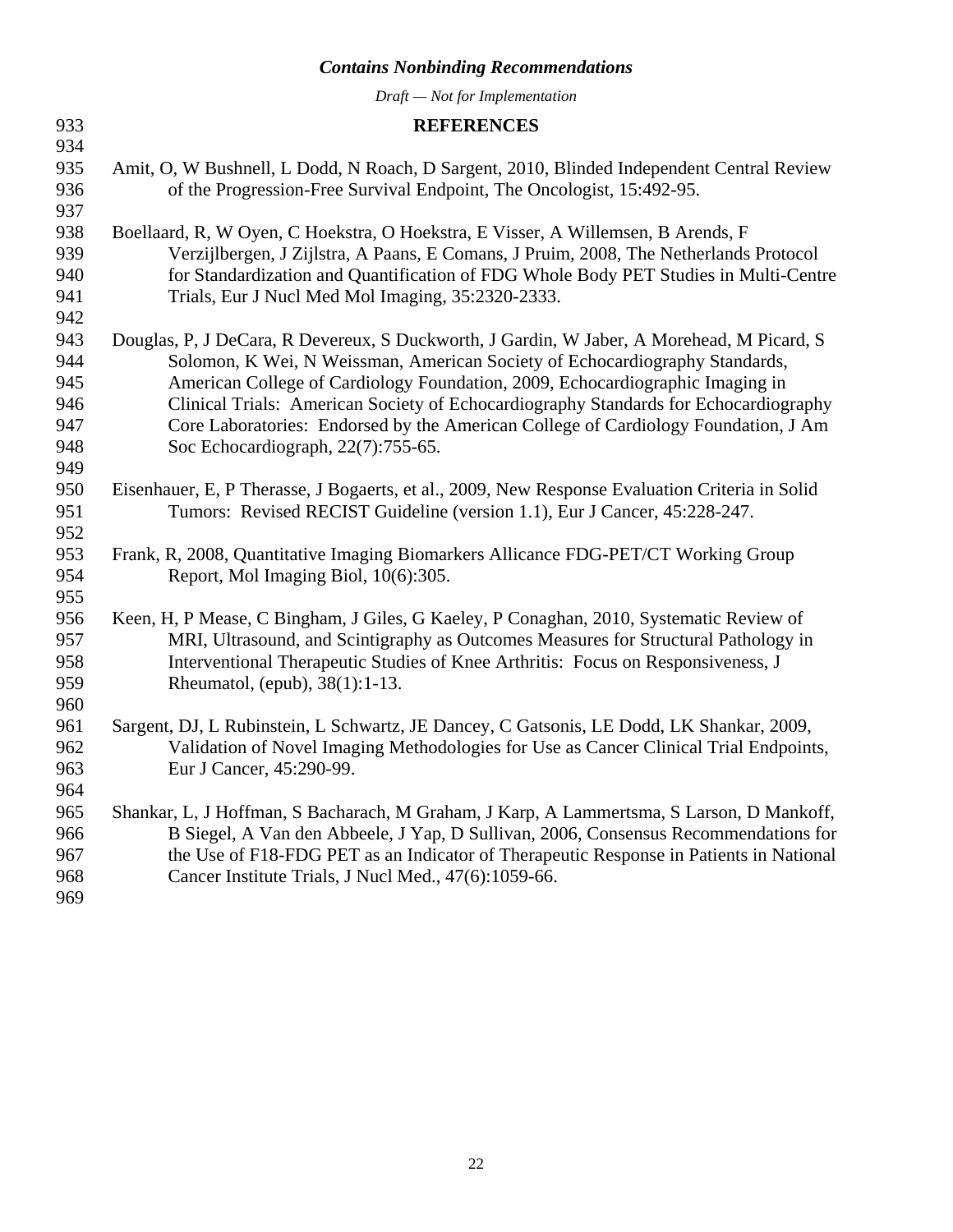## REFERENCES

Amit, O, W Bushnell, L Dodd, N Roach, D Sargent, 2010, Blinded Independent Central Review of the Progression-Free Survival Endpoint, The Oncologist, 15:492-95.

Boellaard, R, W Oyen, C Hoekstra, O Hoekstra, E Visser, A Willemsen, B Arends, F Verzijlbergen, J Zijlstra, A Paans, E Comans, J Pruim, 2008, The Netherlands Protocol for Standardization and Quantification of FDG Whole Body PET Studies in Multi-Centre Trials, Eur J Nucl Med Mol Imaging, 35:2320-2333.

Douglas, P, J DeCara, R Devereux, S Duckworth, J Gardin, W Jaber, A Morehead, M Picard, S Solomon, K Wei, N Weissman, American Society of Echocardiography Standards, American College of Cardiology Foundation, 2009, Echocardiographic Imaging in Clinical Trials: American Society of Echocardiography Standards for Echocardiography Core Laboratories: Endorsed by the American College of Cardiology Foundation, J Am Soc Echocardiograph, 22(7):755-65.

Eisenhauer, E, P Therasse, J Bogaerts, et al., 2009, New Response Evaluation Criteria in Solid Tumors: Revised RECIST Guideline (version 1.1), Eur J Cancer, 45:228-247.

Frank, R, 2008, Quantitative Imaging Biomarkers Allicance FDG-PET/CT Working Group Report, Mol Imaging Biol, 10(6):305.

Keen, H, P Mease, C Bingham, J Giles, G Kaeley, P Conaghan, 2010, Systematic Review of MRI, Ultrasound, and Scintigraphy as Outcomes Measures for Structural Pathology in Interventional Therapeutic Studies of Knee Arthritis: Focus on Responsiveness, J Rheumatol, (epub), 38(1):1-13.

Sargent, DJ, L Rubinstein, L Schwartz, JE Dancey, C Gatsonis, LE Dodd, LK Shankar, 2009, Validation of Novel Imaging Methodologies for Use as Cancer Clinical Trial Endpoints, Eur J Cancer, 45:290-99.

Shankar, L, J Hoffman, S Bacharach, M Graham, J Karp, A Lammertsma, S Larson, D Mankoff, B Siegel, A Van den Abbeele, J Yap, D Sullivan, 2006, Consensus Recommendations for the Use of F18-FDG PET as an Indicator of Therapeutic Response in Patients in National Cancer Institute Trials, J Nucl Med., 47(6):1059-66.